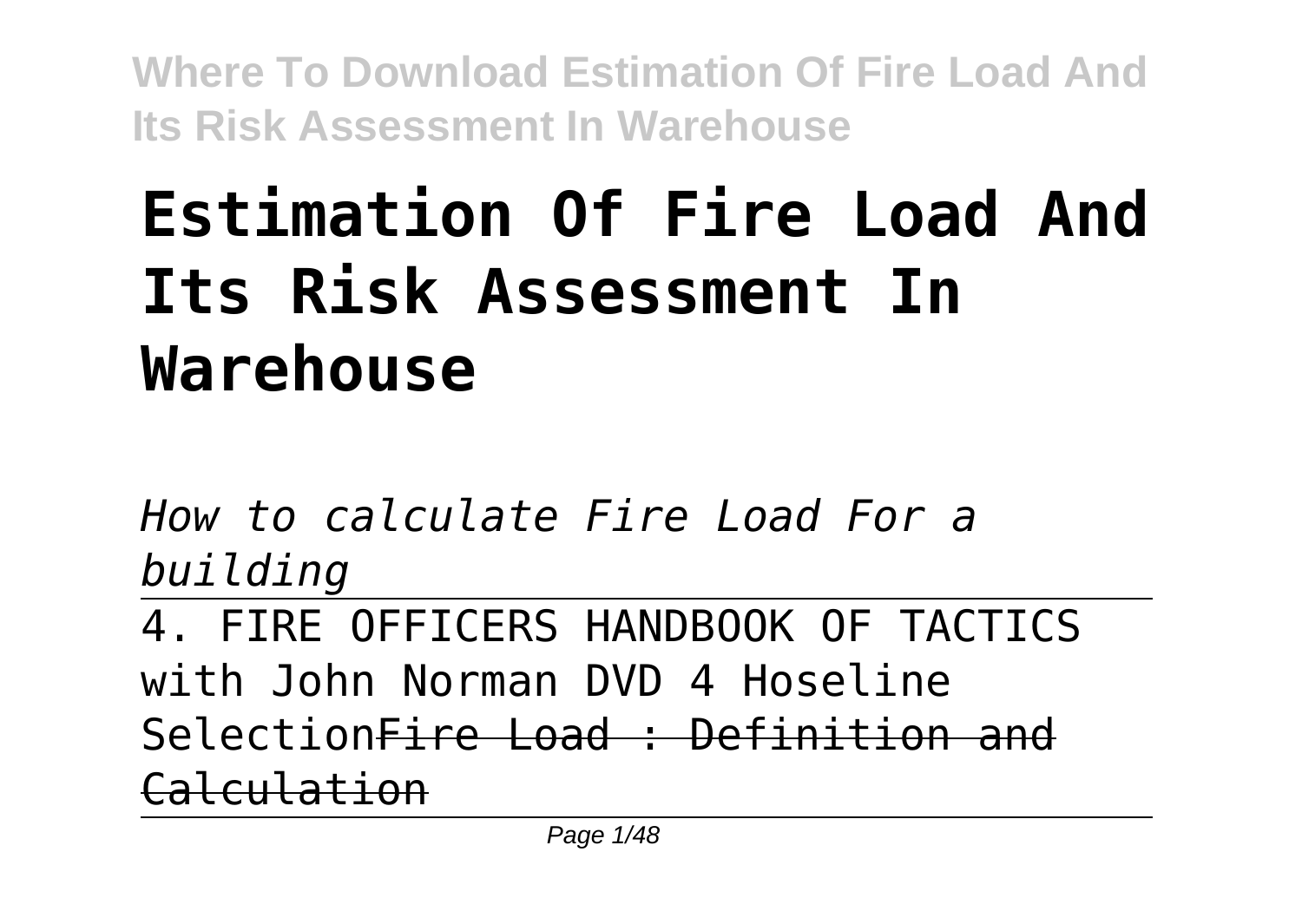# Estimation Of Fire Load And Its Risk Assessment In Warehouse

*How to calculate Fire Load For a building*

4. FIRE OFFICERS HANDBOOK OF TACTICS with John Norman DVD 4 Hoseline Selection~~Fire Load : Definition and Calculation~~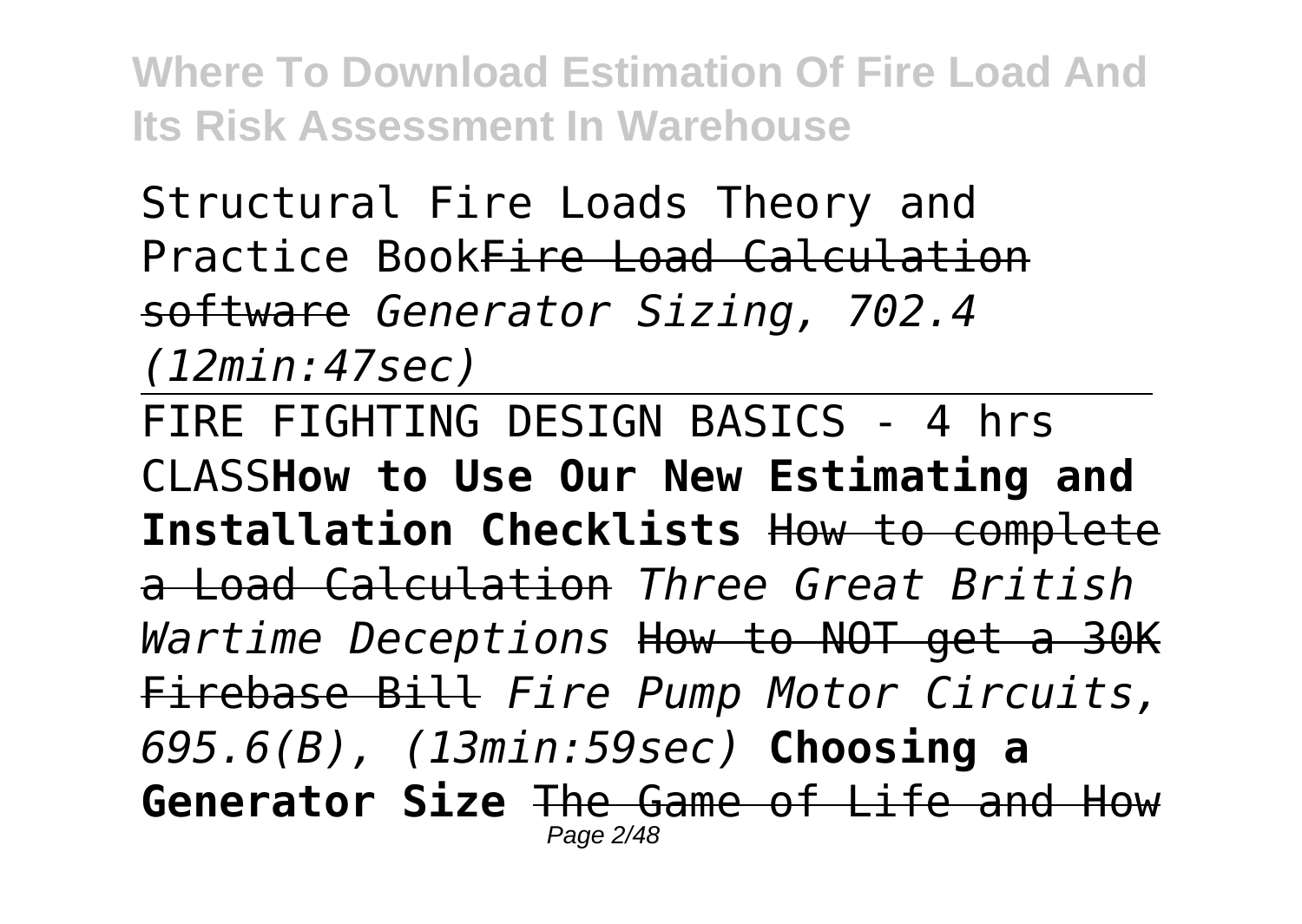Structural Fire Loads Theory and Practice Book~~Fire Load Calculation software~~ *Generator Sizing, 702.4 (12min:47sec)*

FIRE FIGHTING DESIGN BASICS - 4 hrs CLASS**How to Use Our New Estimating and Installation Checklists** ~~How to complete a Load Calculation~~ *Three Great British Wartime Deceptions* ~~How to NOT get a 30K Firebase Bill~~ *Fire Pump Motor Circuits, 695.6(B), (13min:59sec)* **Choosing a Generator Size** ~~The Game of Life and How~~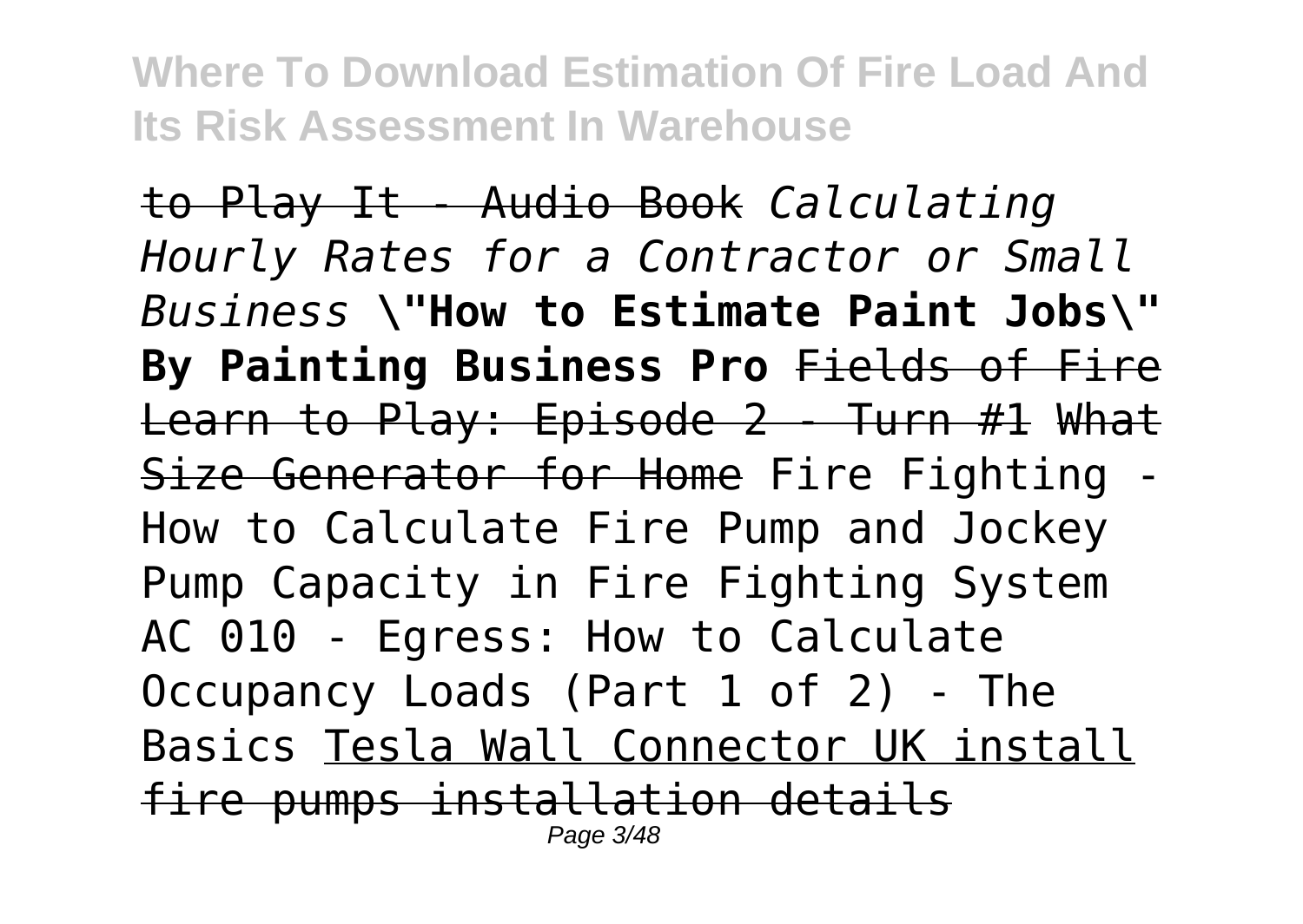to Play It - Audio Book *Calculating Hourly Rates for a Contractor or Small Business* **\"How to Estimate Paint Jobs\" By Painting Business Pro** Fields of Fire Learn to Play: Episode 2 - Turn #1 What Size Generator for Home Fire Fighting - How to Calculate Fire Pump and Jockey Pump Capacity in Fire Fighting System AC 010 - Egress: How to Calculate Occupancy Loads (Part 1 of 2) - The Basics Tesla Wall Connector UK install fire pumps installation details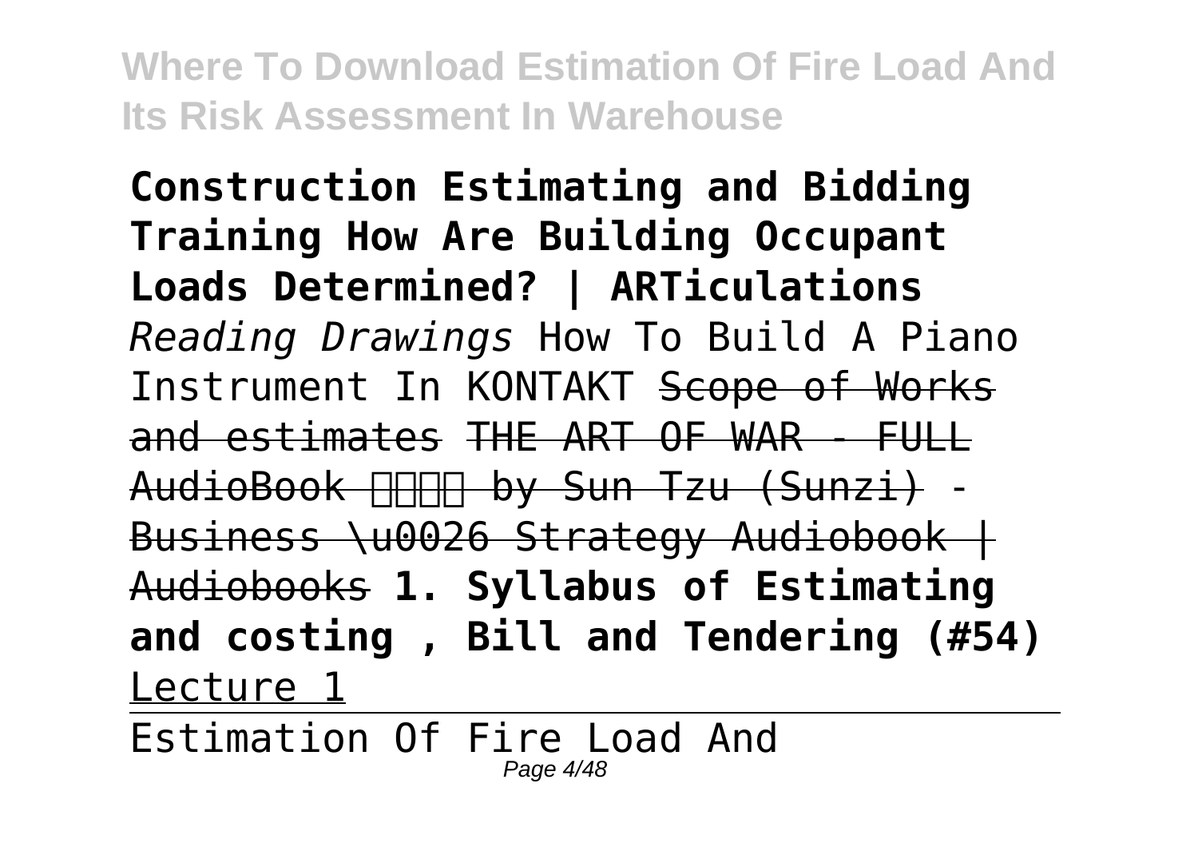**Construction Estimating and Bidding Training How Are Building Occupant Loads Determined? | ARTiculations** *Reading Drawings* How To Build A Piano Instrument In KONTAKT ~~Scope of Works and estimates~~ ~~THE ART OF WAR - FULL AudioBook 孫子兵法 by Sun Tzu (Sunzi) - Business \u0026 Strategy Audiobook | Audiobooks~~ **1. Syllabus of Estimating and costing , Bill and Tendering (#54)** Lecture 1

Estimation Of Fire Load And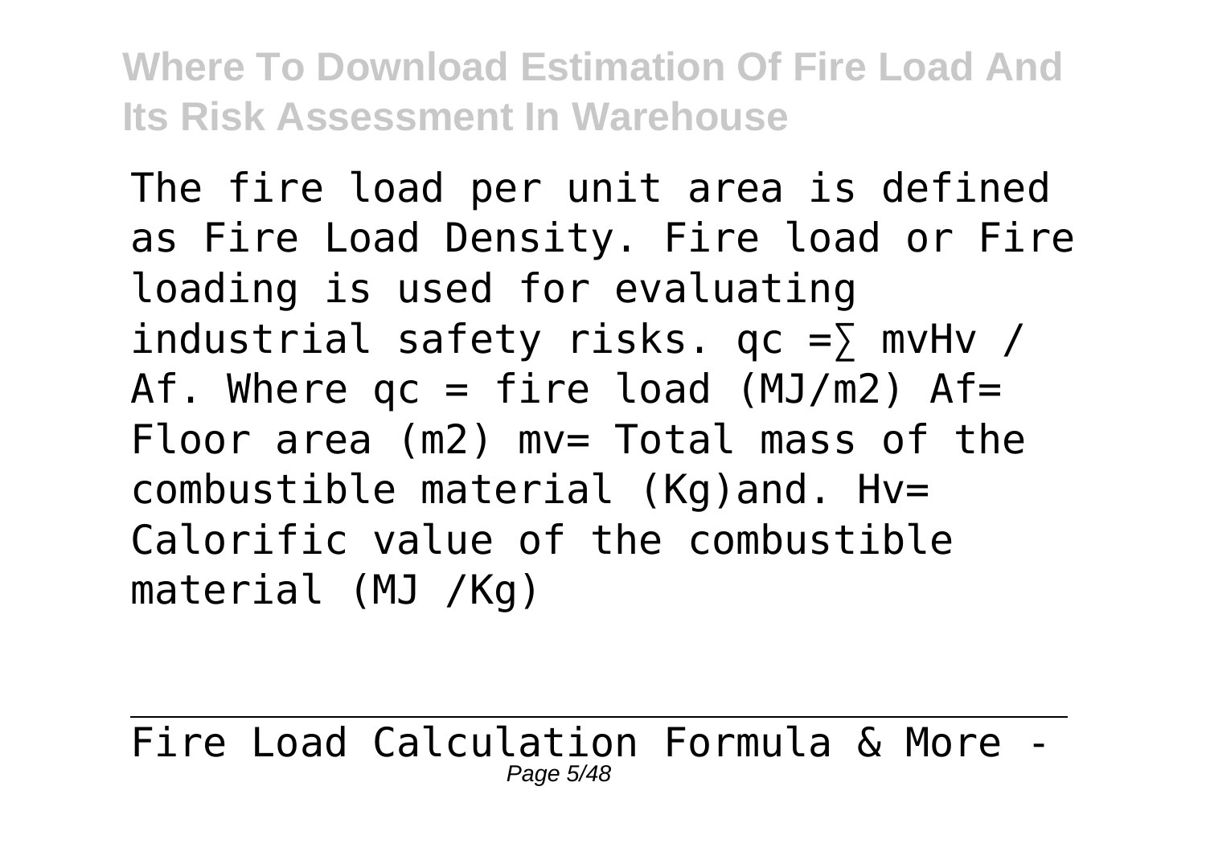The fire load per unit area is defined as Fire Load Density. Fire load or Fire loading is used for evaluating industrial safety risks. $q_c = \sum m_v H_v / A_f$. Where $q_c$ = fire load (MJ/m2) $A_f$= Floor area (m2) $m_v$= Total mass of the combustible material (Kg)and. $H_v$= Calorific value of the combustible material (MJ /Kg)

Fire Load Calculation Formula & More -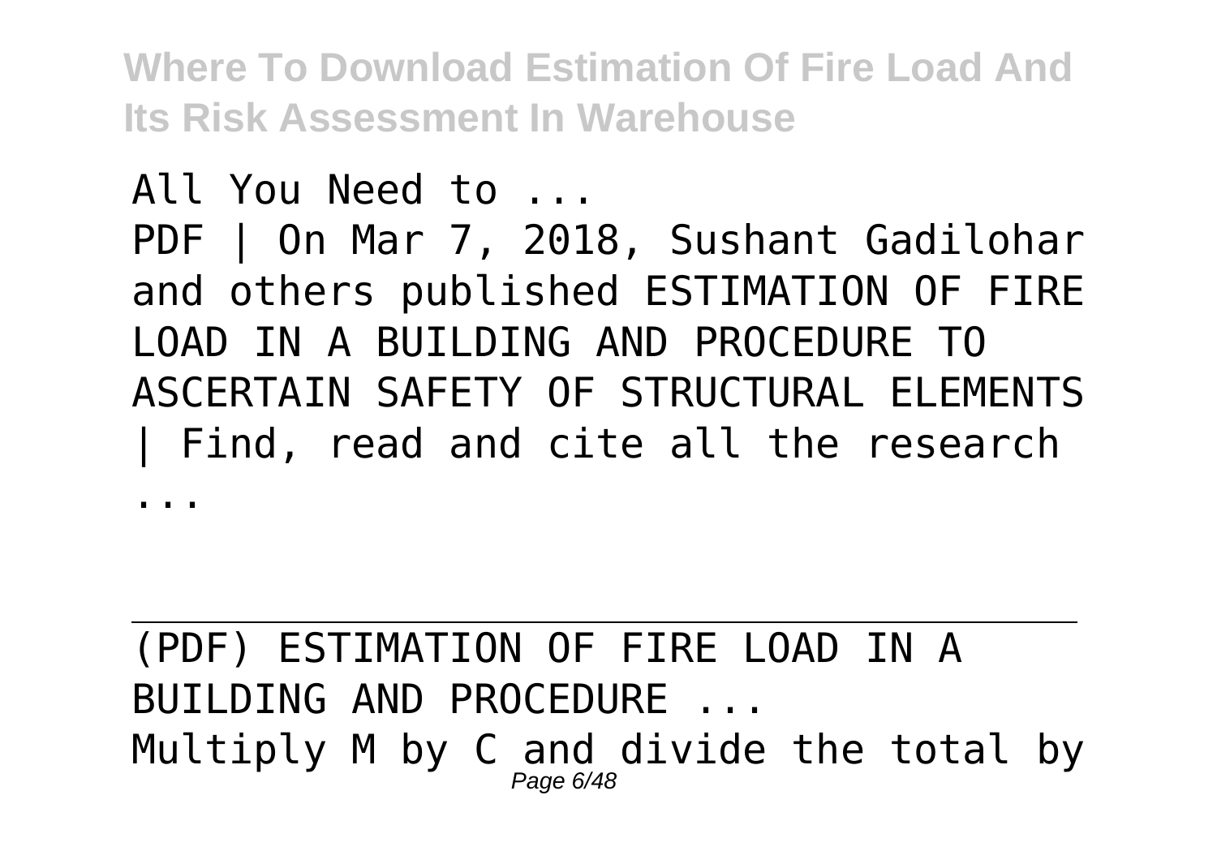All You Need to ...

PDF | On Mar 7, 2018, Sushant Gadilohar and others published ESTIMATION OF FIRE LOAD IN A BUILDING AND PROCEDURE TO ASCERTAIN SAFETY OF STRUCTURAL ELEMENTS | Find, read and cite all the research ...

---

(PDF) ESTIMATION OF FIRE LOAD IN A BUILDING AND PROCEDURE ...

Multiply M by C and divide the total by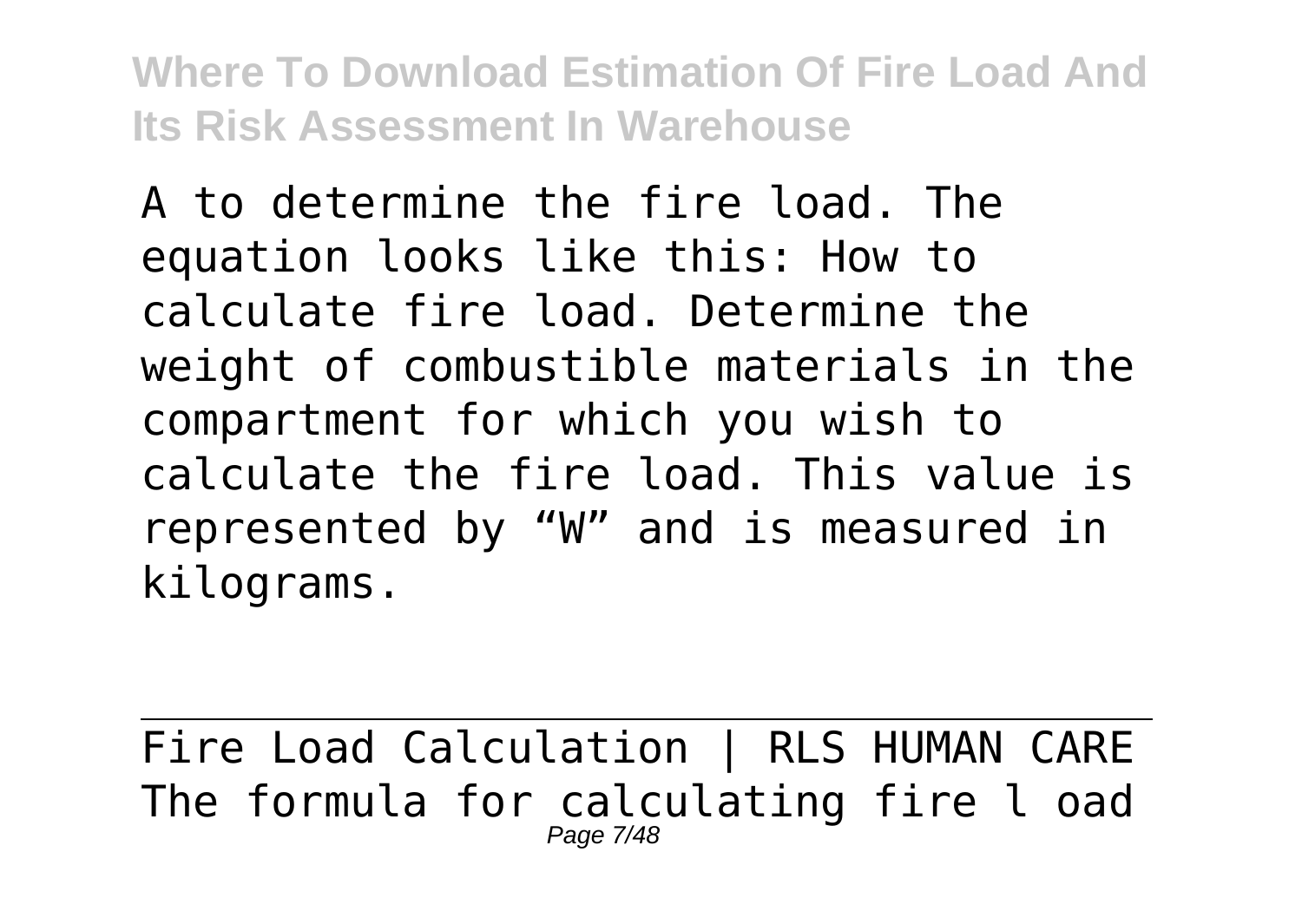A to determine the fire load. The equation looks like this: How to calculate fire load. Determine the weight of combustible materials in the compartment for which you wish to calculate the fire load. This value is represented by “W” and is measured in kilograms.

Fire Load Calculation | RLS HUMAN CARE

The formula for calculating fire l oad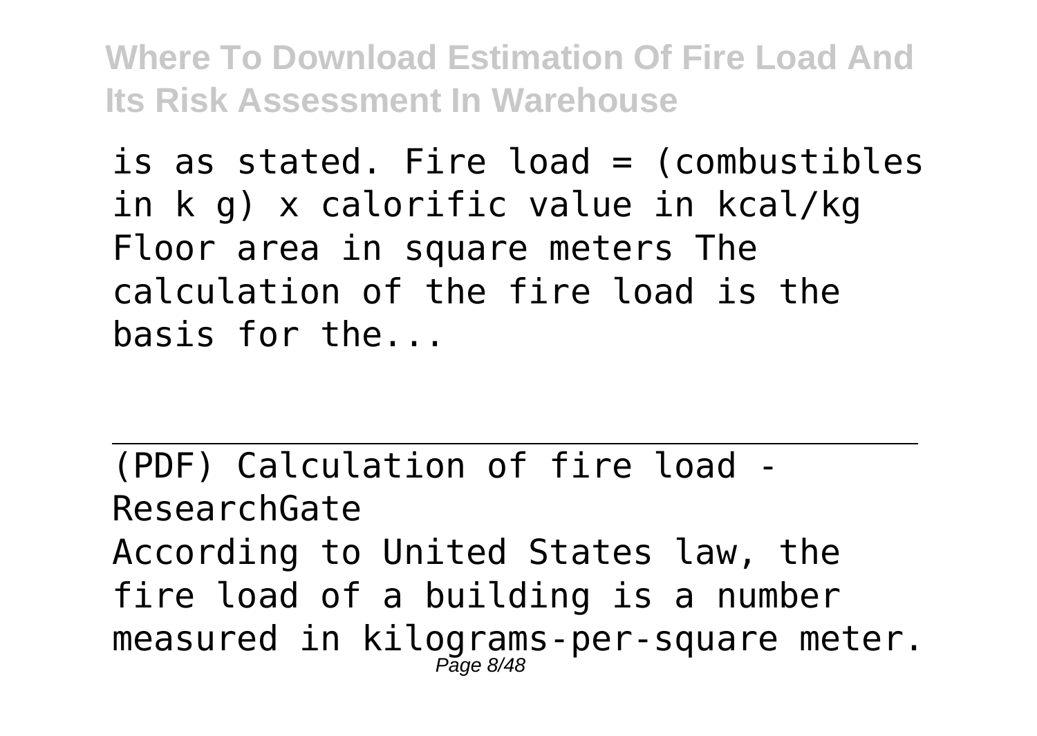is as stated. Fire load = (combustibles in k g) x calorific value in kcal/kg Floor area in square meters The calculation of the fire load is the basis for the...

---

(PDF) Calculation of fire load - ResearchGate

According to United States law, the fire load of a building is a number measured in kilograms-per-square meter.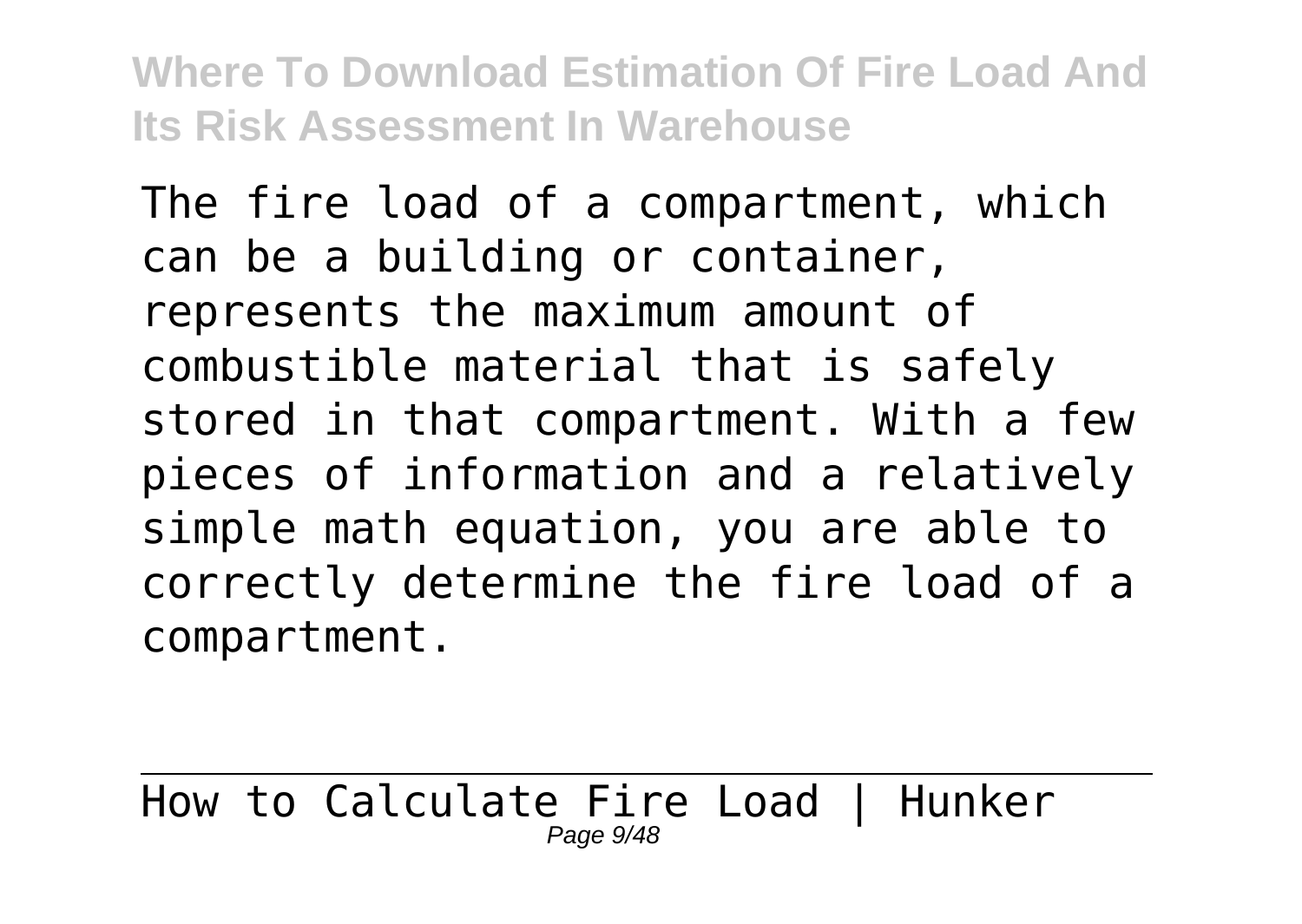The fire load of a compartment, which can be a building or container, represents the maximum amount of combustible material that is safely stored in that compartment. With a few pieces of information and a relatively simple math equation, you are able to correctly determine the fire load of a compartment.

How to Calculate Fire Load | Hunker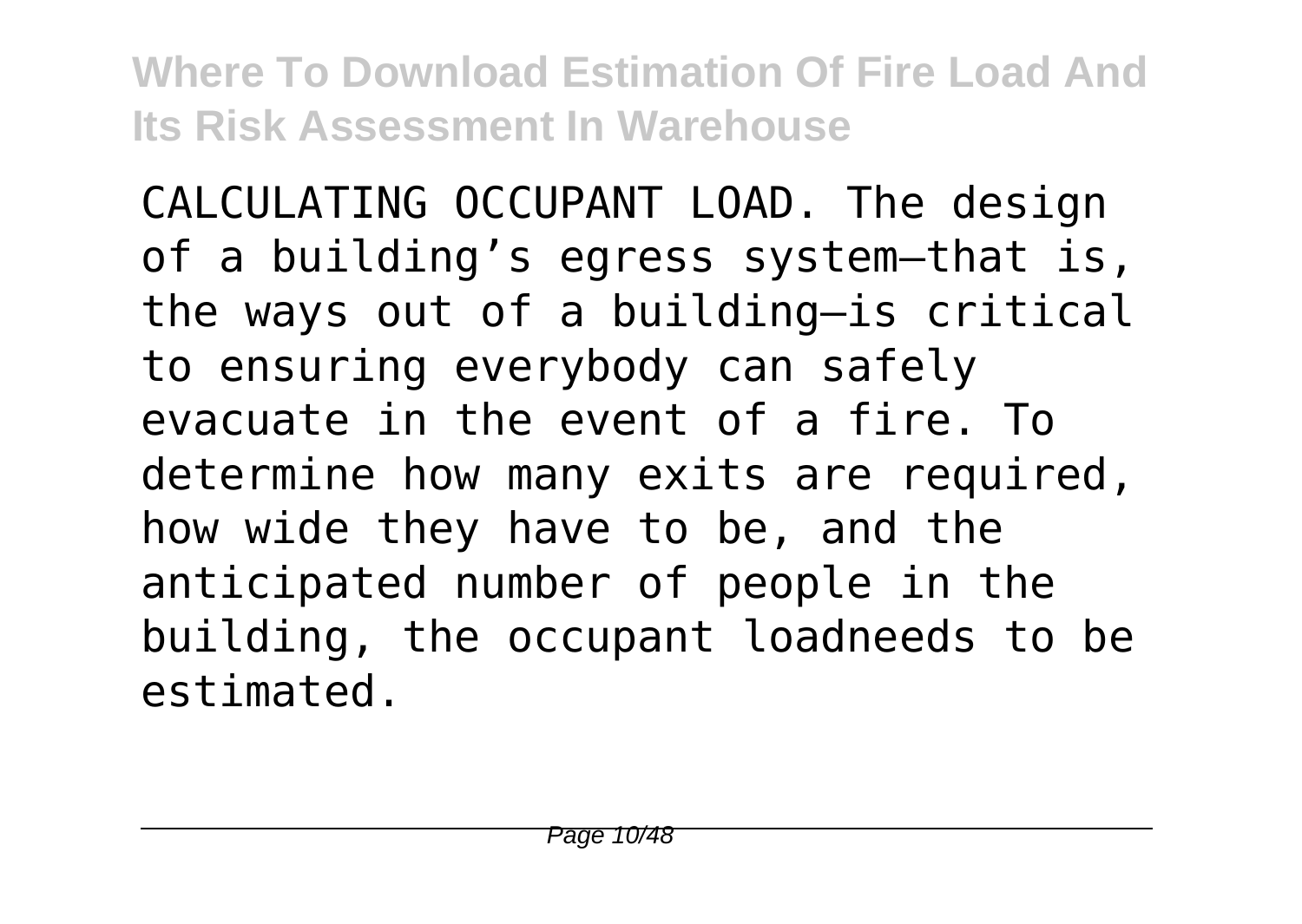CALCULATING OCCUPANT LOAD. The design of a building's egress system—that is, the ways out of a building—is critical to ensuring everybody can safely evacuate in the event of a fire. To determine how many exits are required, how wide they have to be, and the anticipated number of people in the building, the occupant loadneeds to be estimated.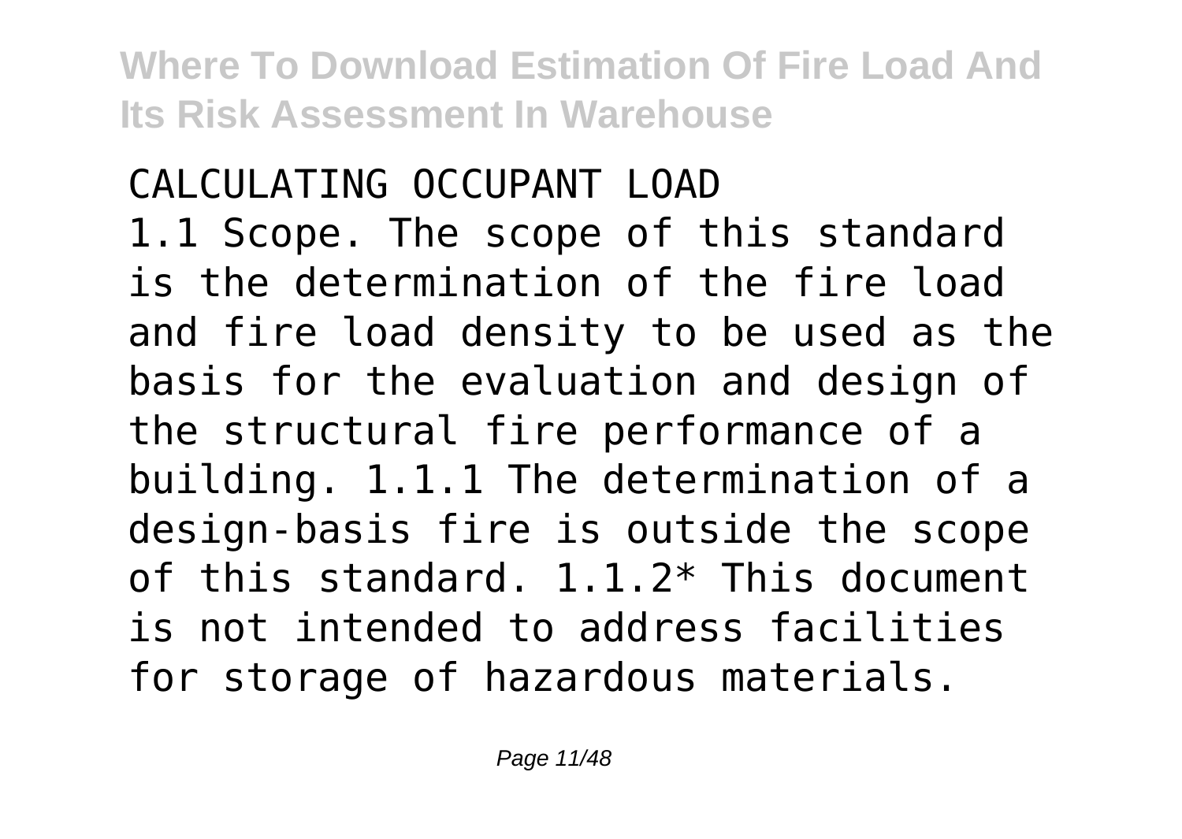CALCULATING OCCUPANT LOAD

1.1 Scope. The scope of this standard is the determination of the fire load and fire load density to be used as the basis for the evaluation and design of the structural fire performance of a building. 1.1.1 The determination of a design-basis fire is outside the scope of this standard. 1.1.2* This document is not intended to address facilities for storage of hazardous materials.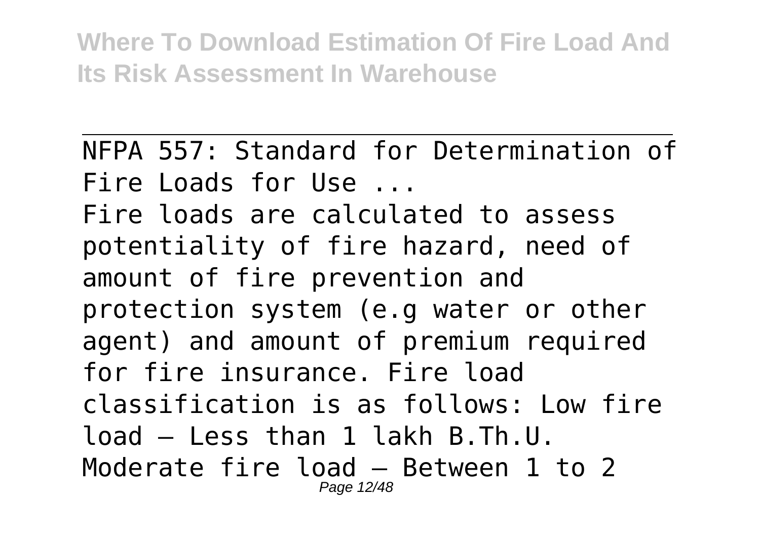NFPA 557: Standard for Determination of Fire Loads for Use ...

Fire loads are calculated to assess potentiality of fire hazard, need of amount of fire prevention and protection system (e.g water or other agent) and amount of premium required for fire insurance. Fire load classification is as follows: Low fire load – Less than 1 lakh B.Th.U. Moderate fire load – Between 1 to 2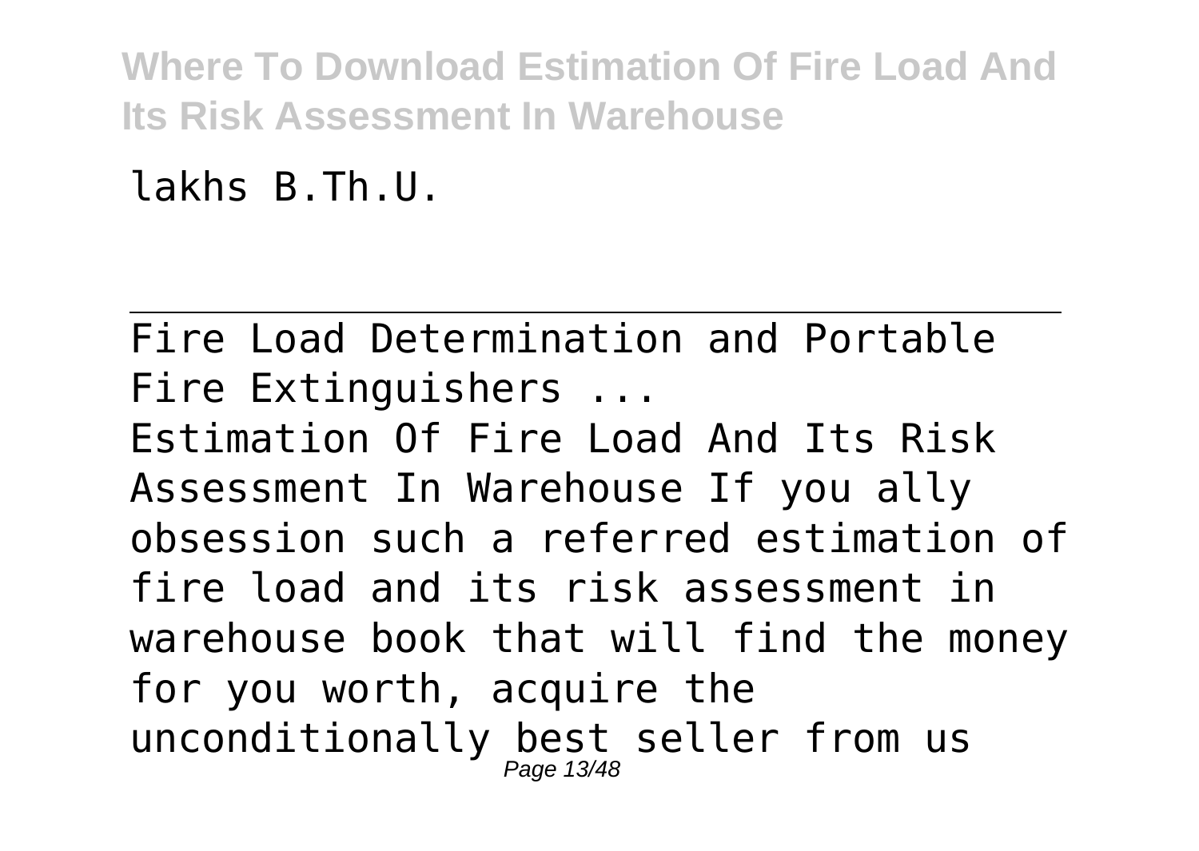lakhs B.Th.U.

---

Fire Load Determination and Portable Fire Extinguishers ...

Estimation Of Fire Load And Its Risk Assessment In Warehouse If you ally obsession such a referred estimation of fire load and its risk assessment in warehouse book that will find the money for you worth, acquire the unconditionally best seller from us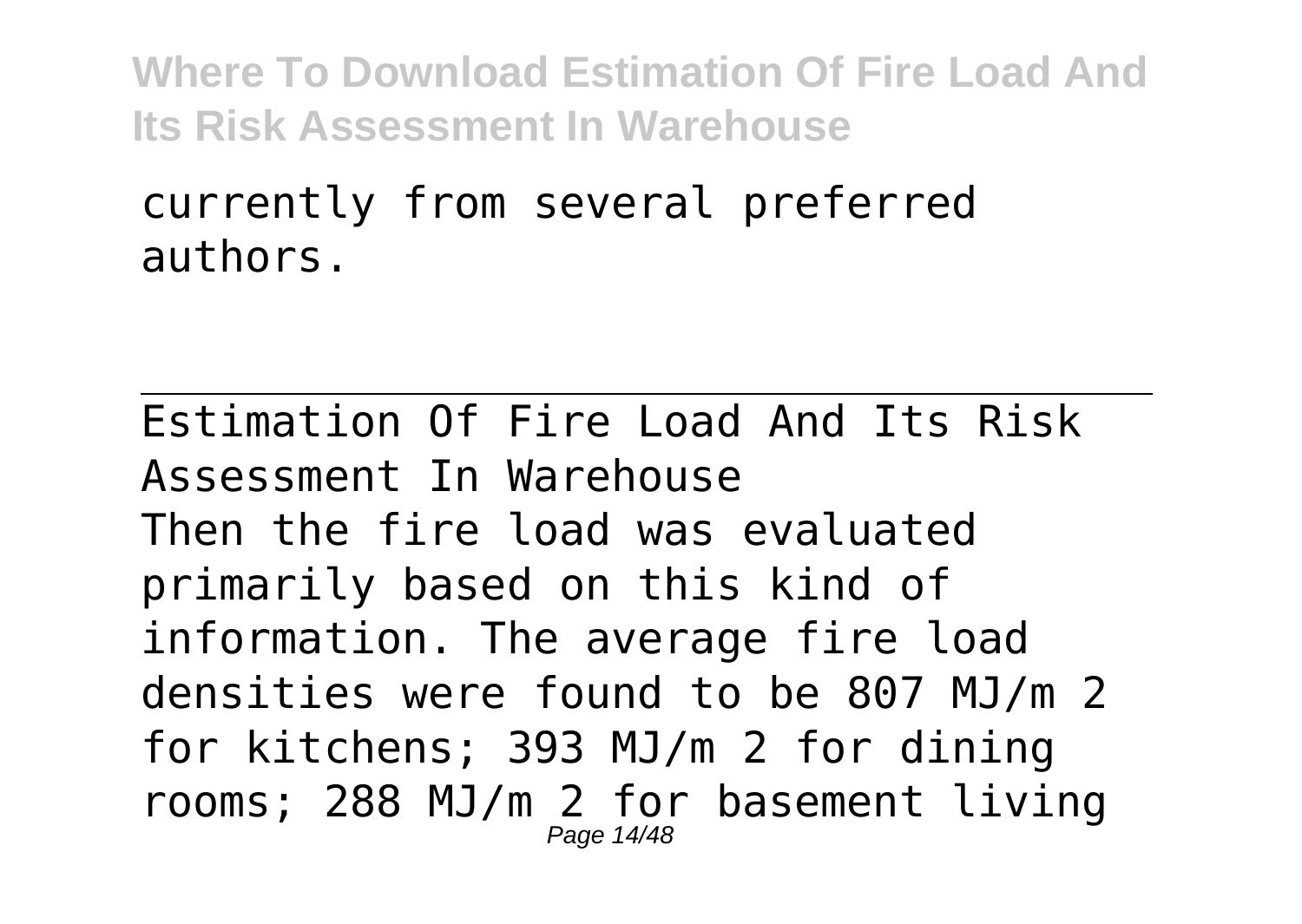currently from several preferred authors.

Estimation Of Fire Load And Its Risk Assessment In Warehouse

Then the fire load was evaluated primarily based on this kind of information. The average fire load densities were found to be 807 $MJ/m^2$ for kitchens; 393 $MJ/m^2$ for dining rooms; 288 $MJ/m^2$ for basement living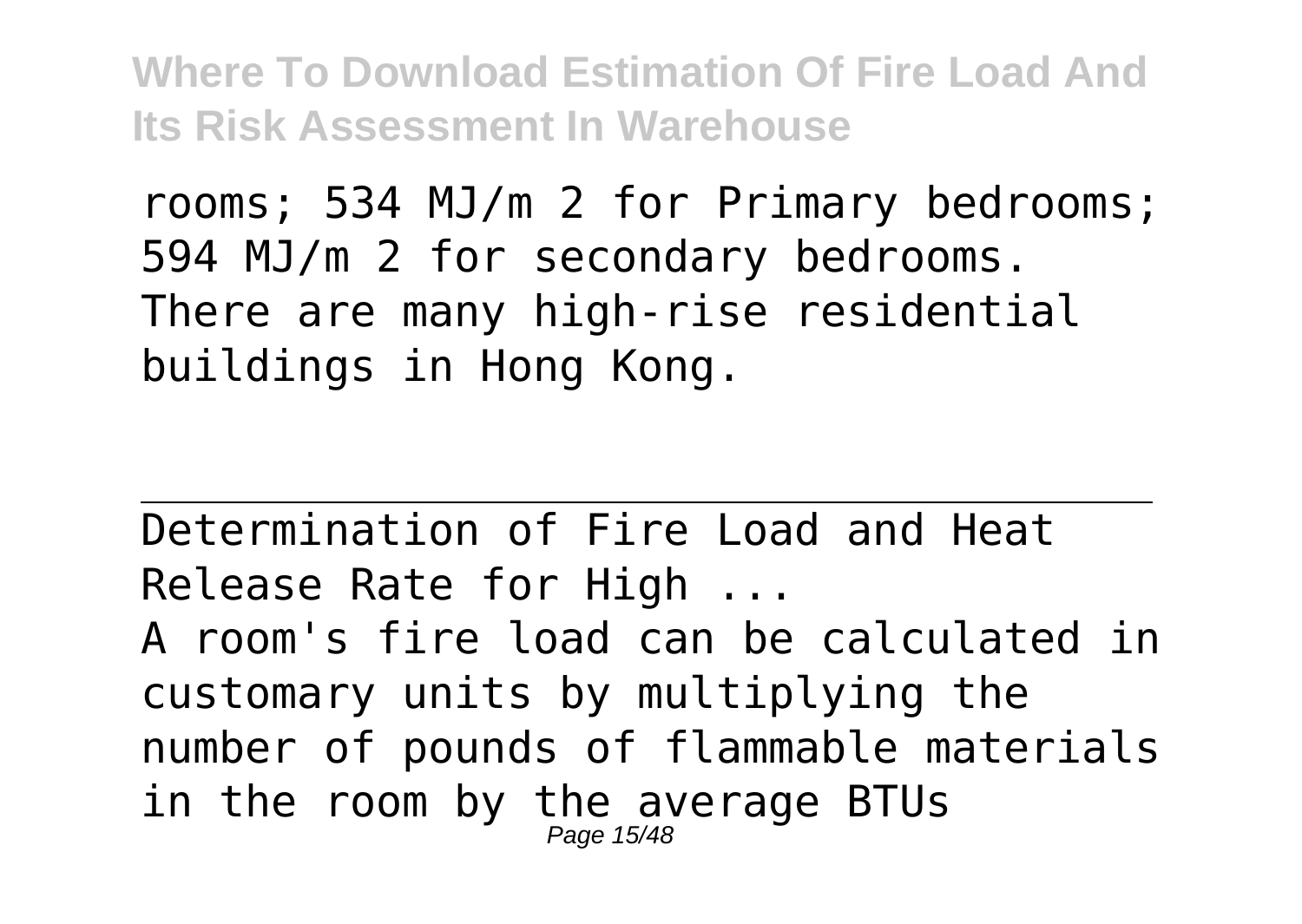rooms; 534 MJ/m 2 for Primary bedrooms; 594 MJ/m 2 for secondary bedrooms. There are many high-rise residential buildings in Hong Kong.

---

Determination of Fire Load and Heat Release Rate for High ...

A room's fire load can be calculated in customary units by multiplying the number of pounds of flammable materials in the room by the average BTUs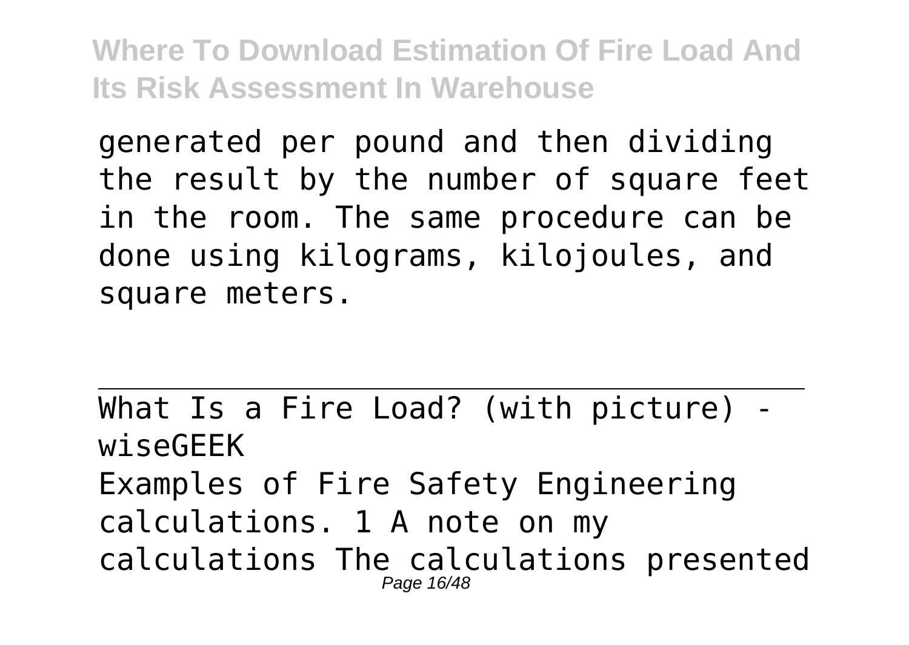generated per pound and then dividing the result by the number of square feet in the room. The same procedure can be done using kilograms, kilojoules, and square meters.

---

What Is a Fire Load? (with picture) - wiseGEEK

Examples of Fire Safety Engineering calculations. 1 A note on my calculations The calculations presented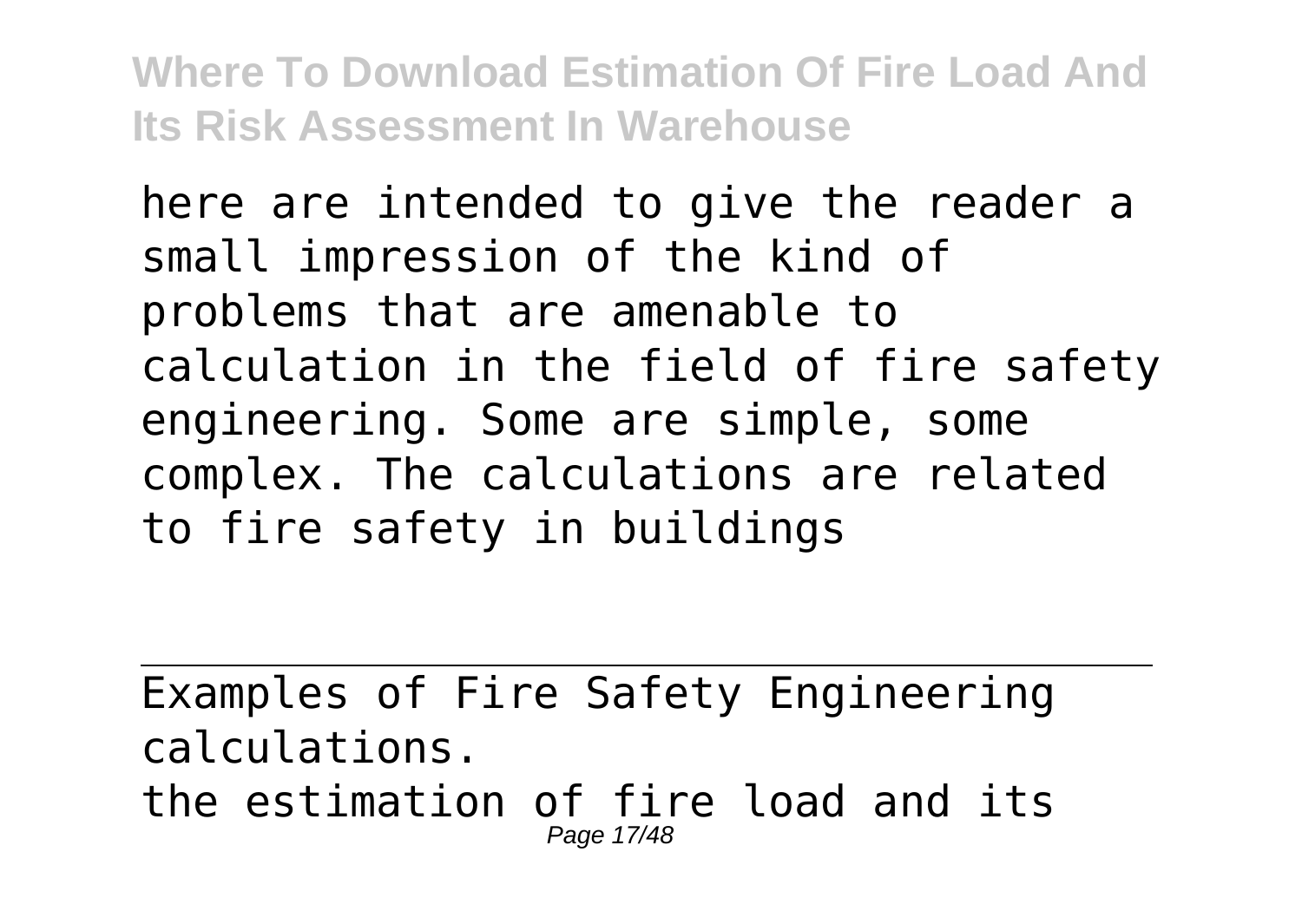here are intended to give the reader a small impression of the kind of problems that are amenable to calculation in the field of fire safety engineering. Some are simple, some complex. The calculations are related to fire safety in buildings

---

Examples of Fire Safety Engineering calculations.

the estimation of fire load and its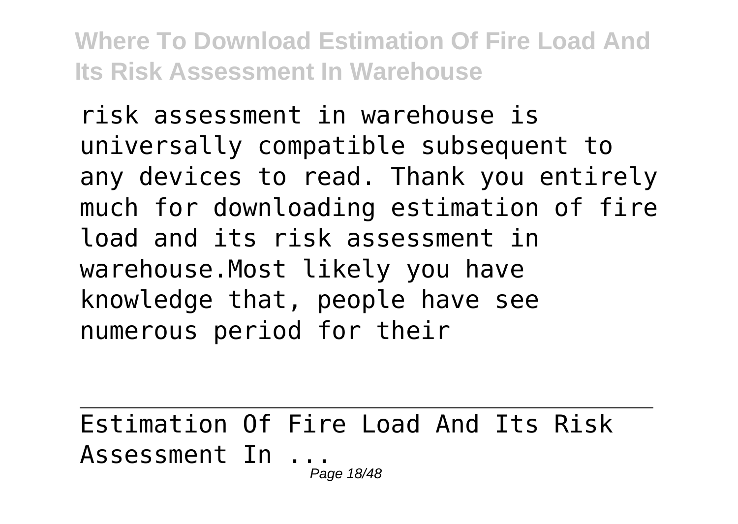risk assessment in warehouse is universally compatible subsequent to any devices to read. Thank you entirely much for downloading estimation of fire load and its risk assessment in warehouse.Most likely you have knowledge that, people have see numerous period for their

---

Estimation Of Fire Load And Its Risk Assessment In ...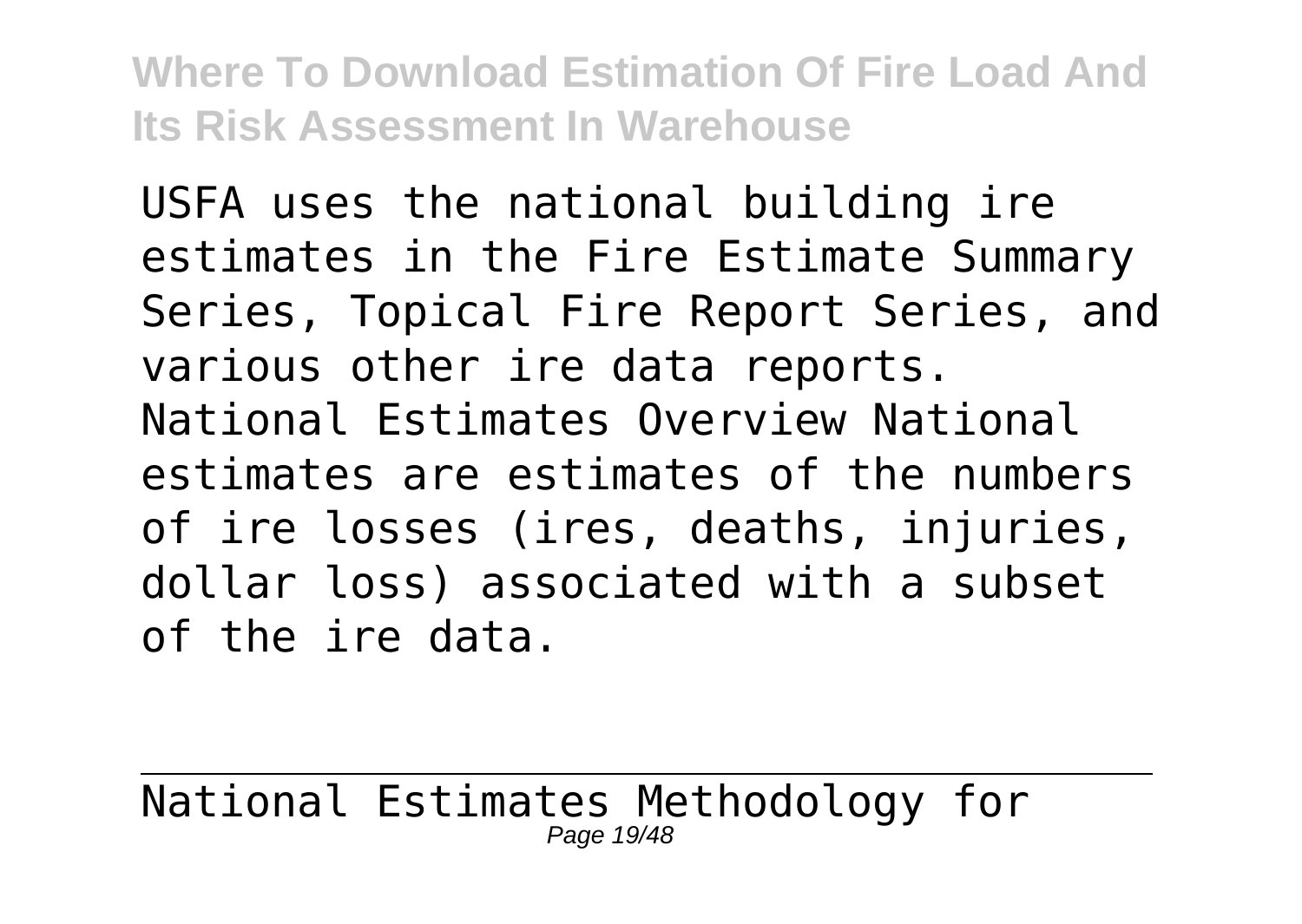USFA uses the national building ire estimates in the Fire Estimate Summary Series, Topical Fire Report Series, and various other ire data reports. National Estimates Overview National estimates are estimates of the numbers of ire losses (ires, deaths, injuries, dollar loss) associated with a subset of the ire data.

---

National Estimates Methodology for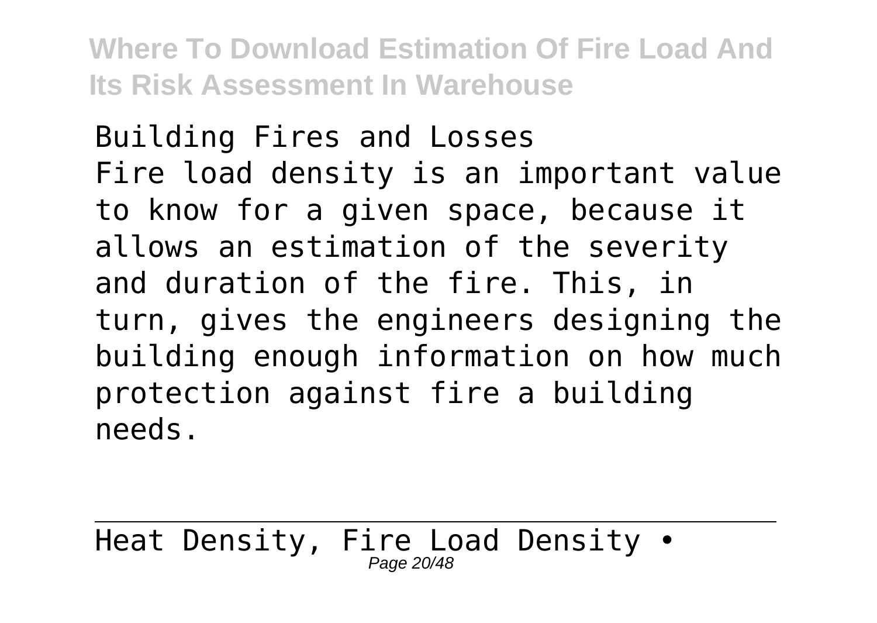Building Fires and Losses

Fire load density is an important value to know for a given space, because it allows an estimation of the severity and duration of the fire. This, in turn, gives the engineers designing the building enough information on how much protection against fire a building needs.

---

Heat Density, Fire Load Density •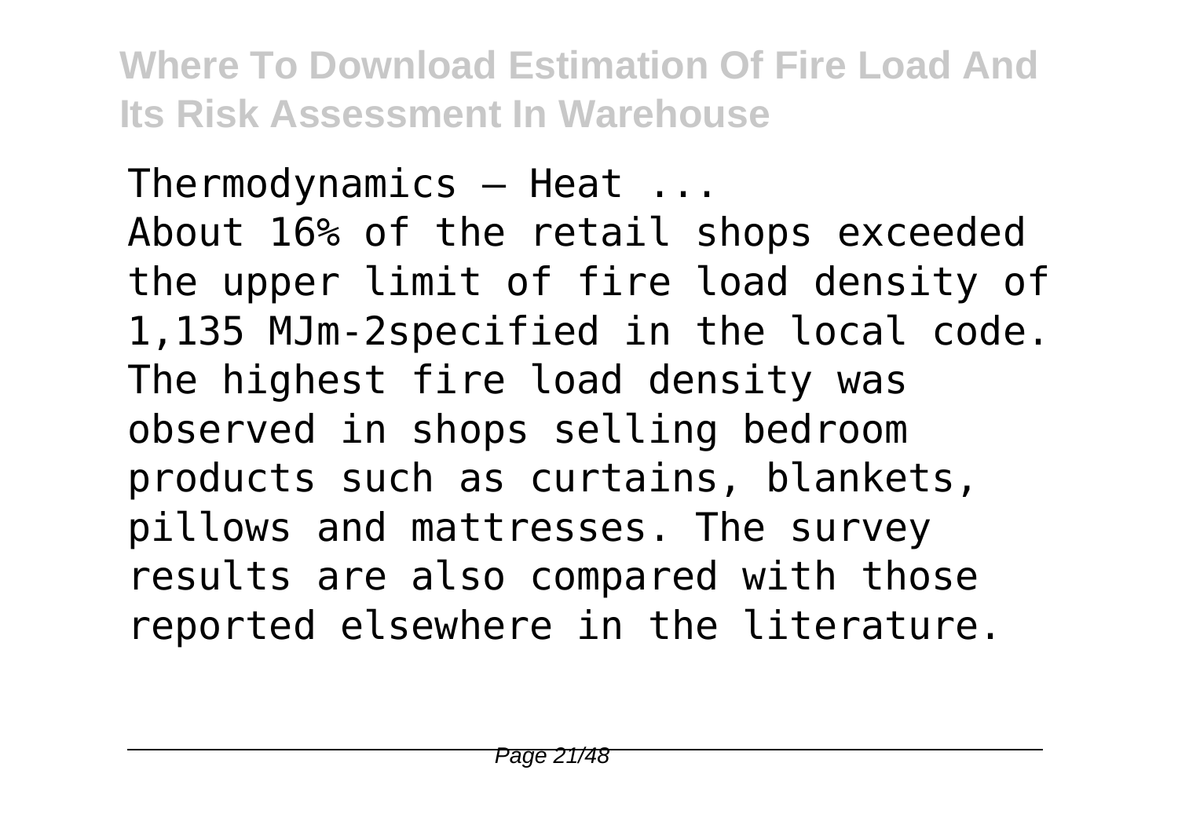Thermodynamics – Heat ...

About 16% of the retail shops exceeded the upper limit of fire load density of 1,135 $MJm^{-2}$specified in the local code. The highest fire load density was observed in shops selling bedroom products such as curtains, blankets, pillows and mattresses. The survey results are also compared with those reported elsewhere in the literature.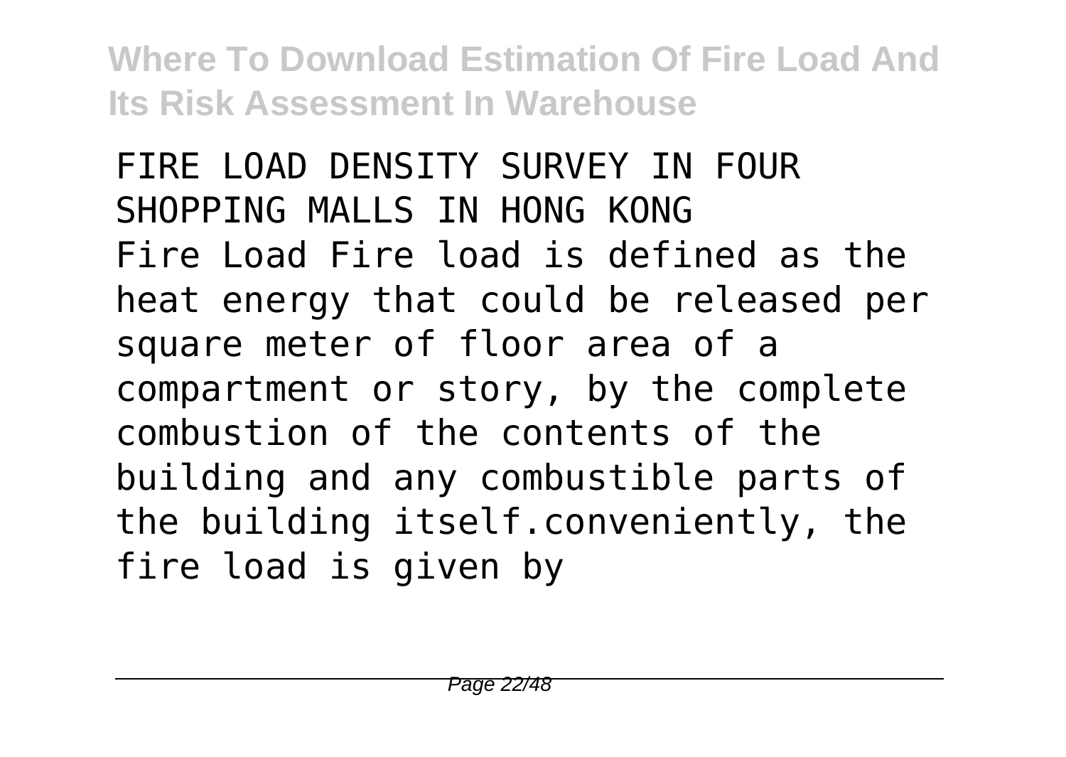FIRE LOAD DENSITY SURVEY IN FOUR SHOPPING MALLS IN HONG KONG

Fire Load Fire load is defined as the heat energy that could be released per square meter of floor area of a compartment or story, by the complete combustion of the contents of the building and any combustible parts of the building itself.conveniently, the fire load is given by

---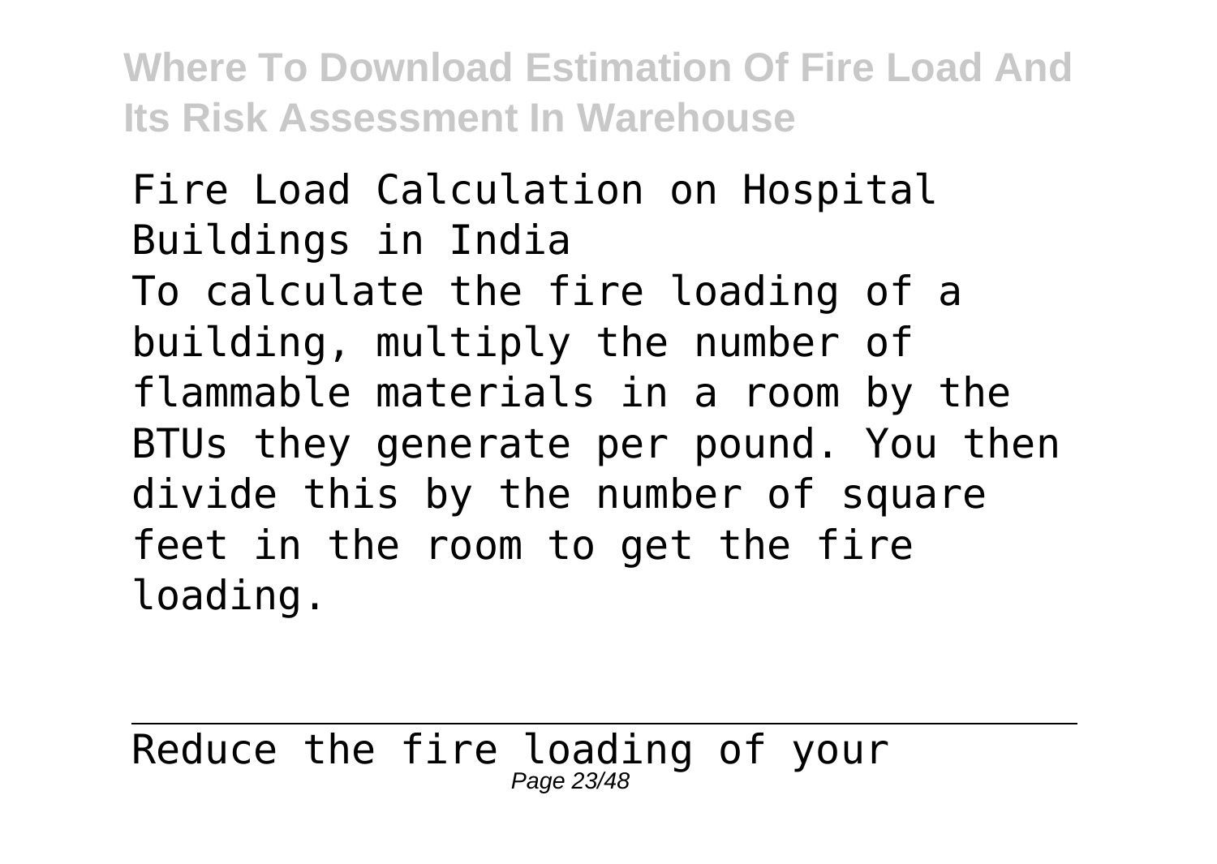Fire Load Calculation on Hospital Buildings in India

To calculate the fire loading of a building, multiply the number of flammable materials in a room by the BTUs they generate per pound. You then divide this by the number of square feet in the room to get the fire loading.

---

Reduce the fire loading of your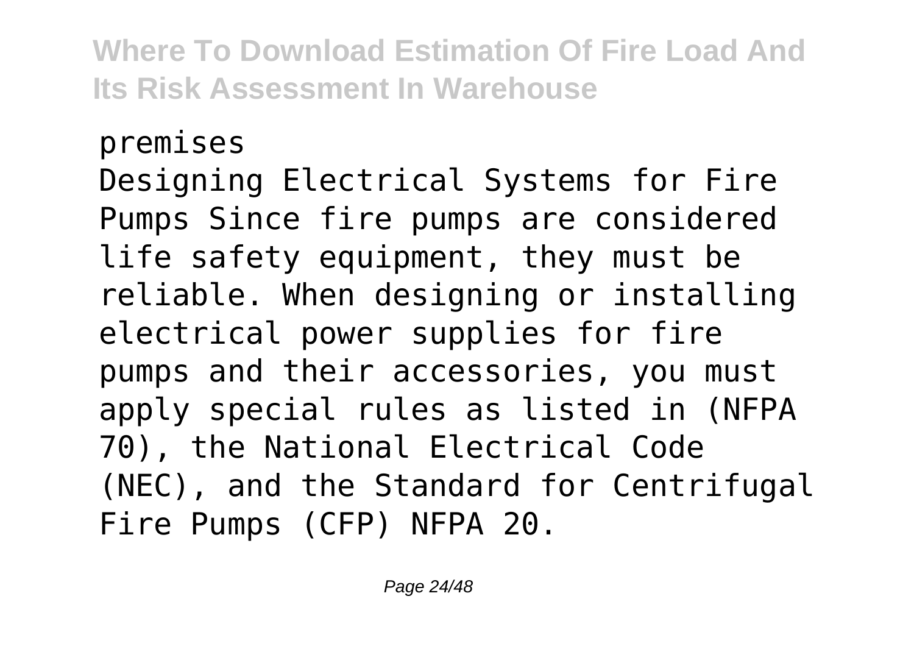premises

Designing Electrical Systems for Fire Pumps Since fire pumps are considered life safety equipment, they must be reliable. When designing or installing electrical power supplies for fire pumps and their accessories, you must apply special rules as listed in (NFPA 70), the National Electrical Code (NEC), and the Standard for Centrifugal Fire Pumps (CFP) NFPA 20.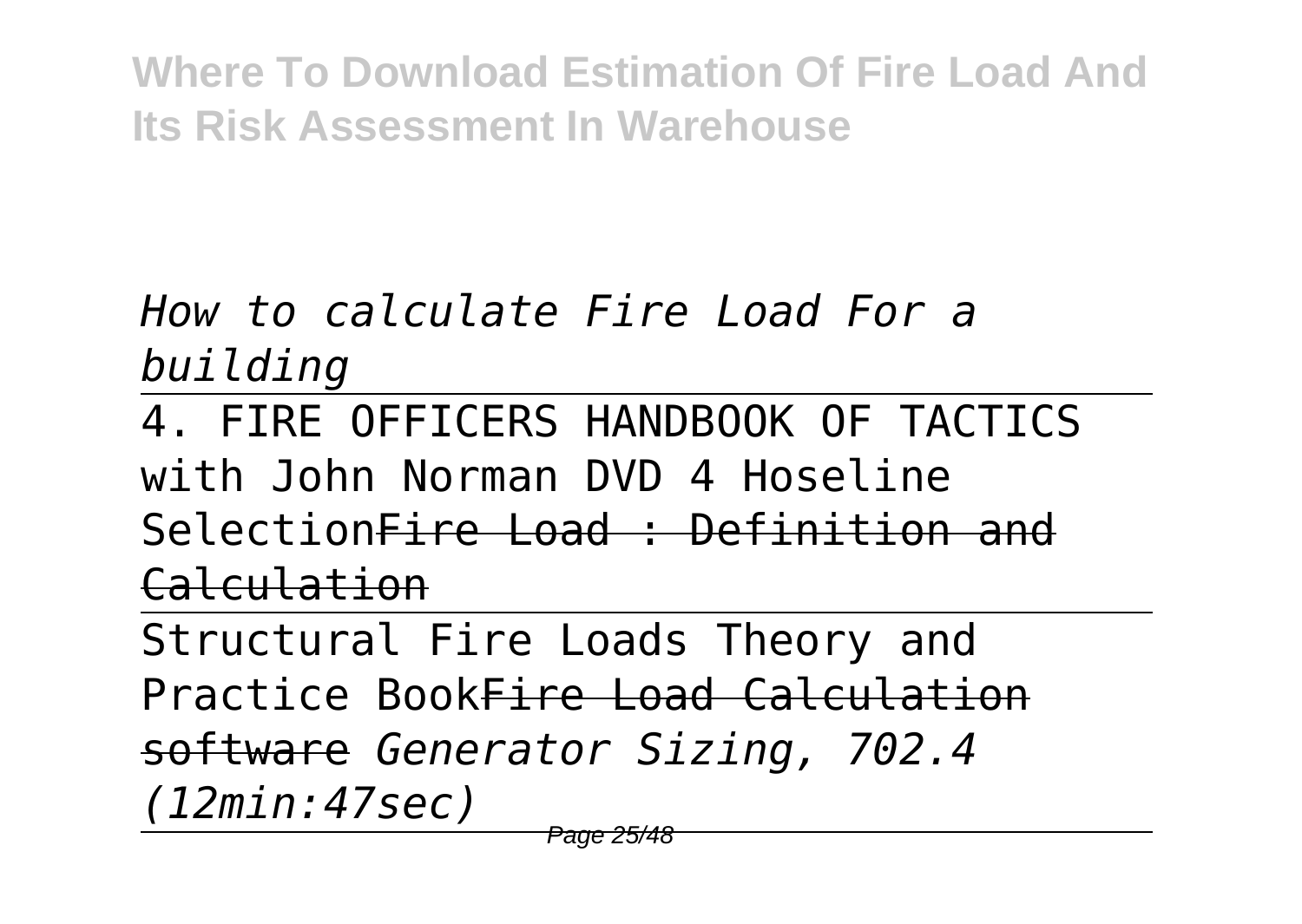*How to calculate Fire Load For a building*

4. FIRE OFFICERS HANDBOOK OF TACTICS with John Norman DVD 4 Hoseline Selection~~Fire Load : Definition and Calculation~~

Structural Fire Loads Theory and Practice Book~~Fire Load Calculation software~~ *Generator Sizing, 702.4 (12min:47sec)*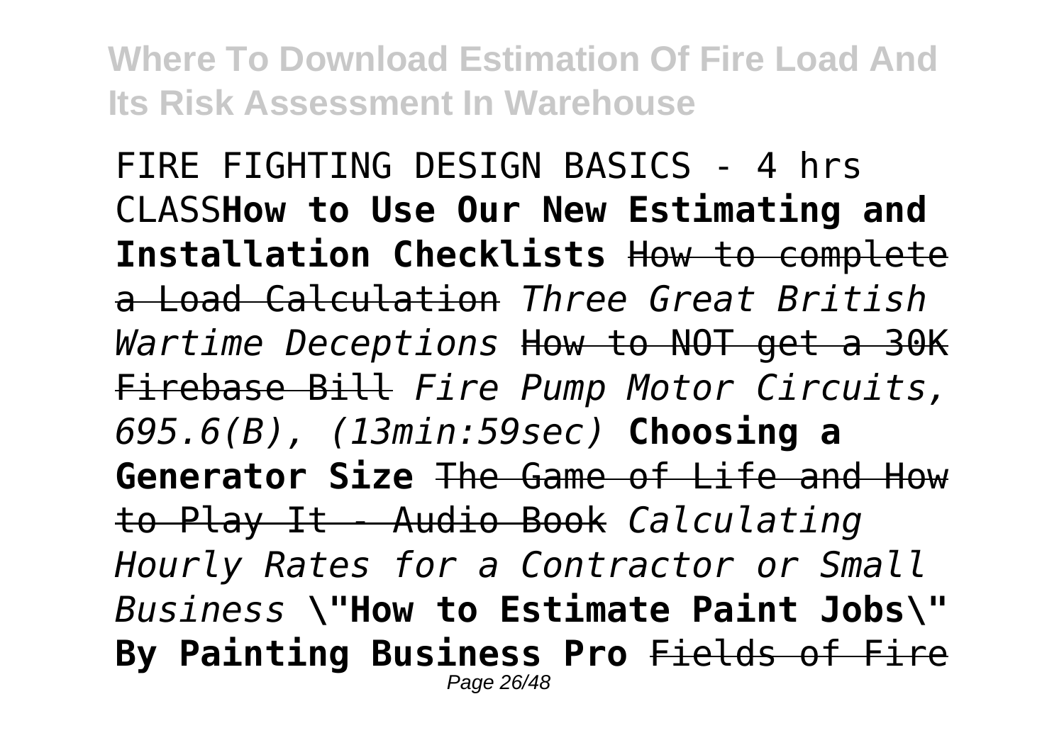FIRE FIGHTING DESIGN BASICS - 4 hrs CLASS**How to Use Our New Estimating and Installation Checklists** ~~How to complete a Load Calculation~~ *Three Great British Wartime Deceptions* ~~How to NOT get a 30K Firebase Bill~~ *Fire Pump Motor Circuits, 695.6(B), (13min:59sec)* **Choosing a Generator Size** ~~The Game of Life and How to Play It - Audio Book~~ *Calculating Hourly Rates for a Contractor or Small Business* **\"How to Estimate Paint Jobs\" By Painting Business Pro** ~~Fields of Fire~~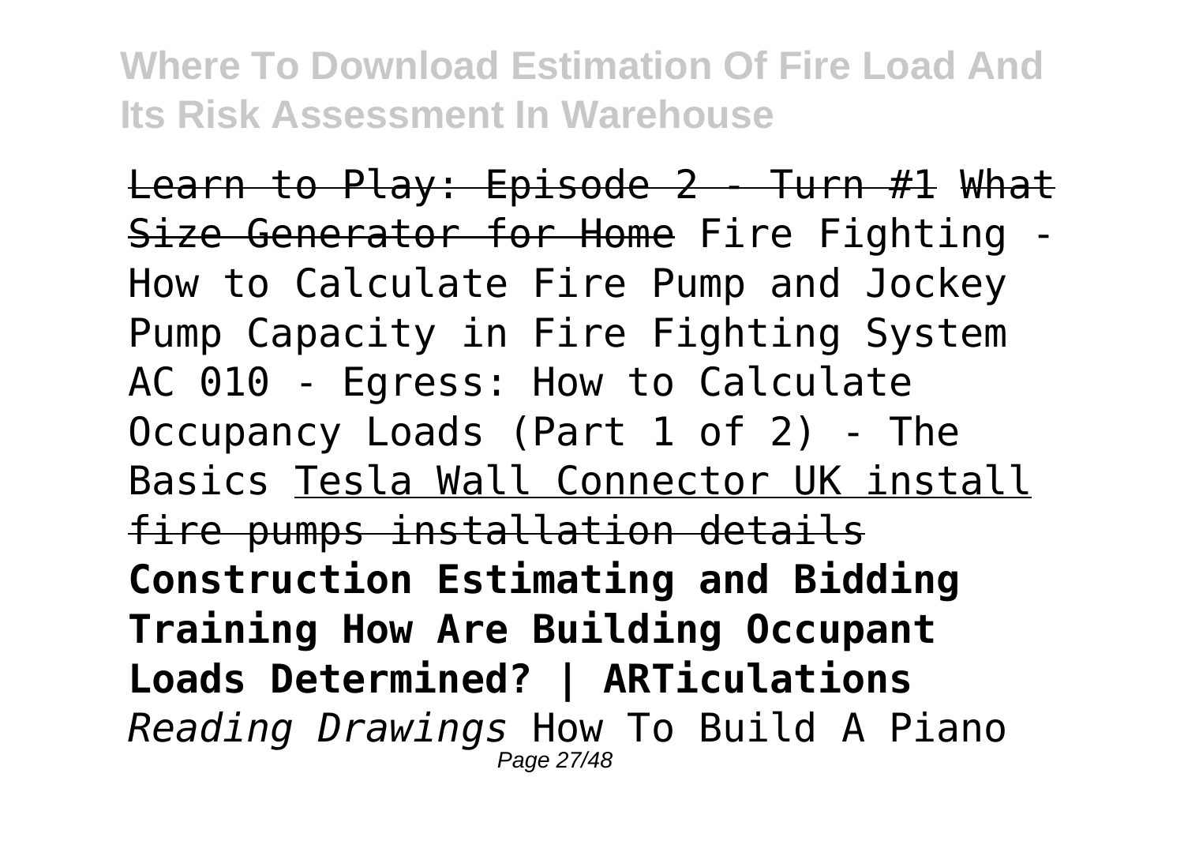~~Learn to Play: Episode 2 - Turn #1~~ ~~What Size Generator for Home~~ Fire Fighting - How to Calculate Fire Pump and Jockey Pump Capacity in Fire Fighting System AC 010 - Egress: How to Calculate Occupancy Loads (Part 1 of 2) - The Basics Tesla Wall Connector UK install ~~fire pumps installation details~~ **Construction Estimating and Bidding Training How Are Building Occupant Loads Determined? | ARTiculations** *Reading Drawings* How To Build A Piano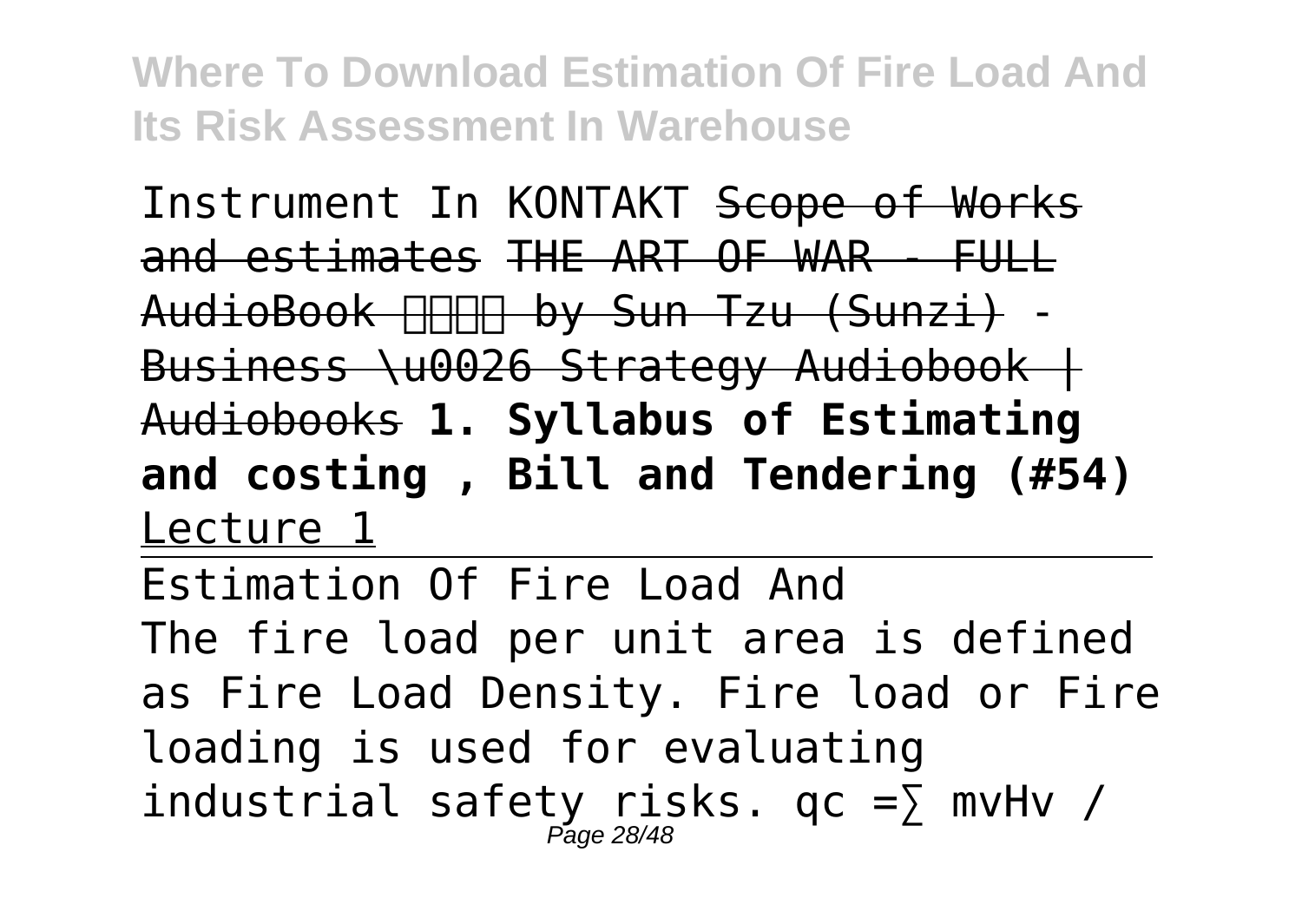Instrument In KONTAKT ~~Scope of Works and estimates~~ ~~THE ART OF WAR - FULL AudioBook 孫子兵法 by Sun Tzu (Sunzi) - Business \u0026 Strategy Audiobook | Audiobooks~~ **1. Syllabus of Estimating and costing , Bill and Tendering (#54)** Lecture 1

Estimation Of Fire Load And

The fire load per unit area is defined as Fire Load Density. Fire load or Fire loading is used for evaluating industrial safety risks. $q_c = \sum m_v H_v$ /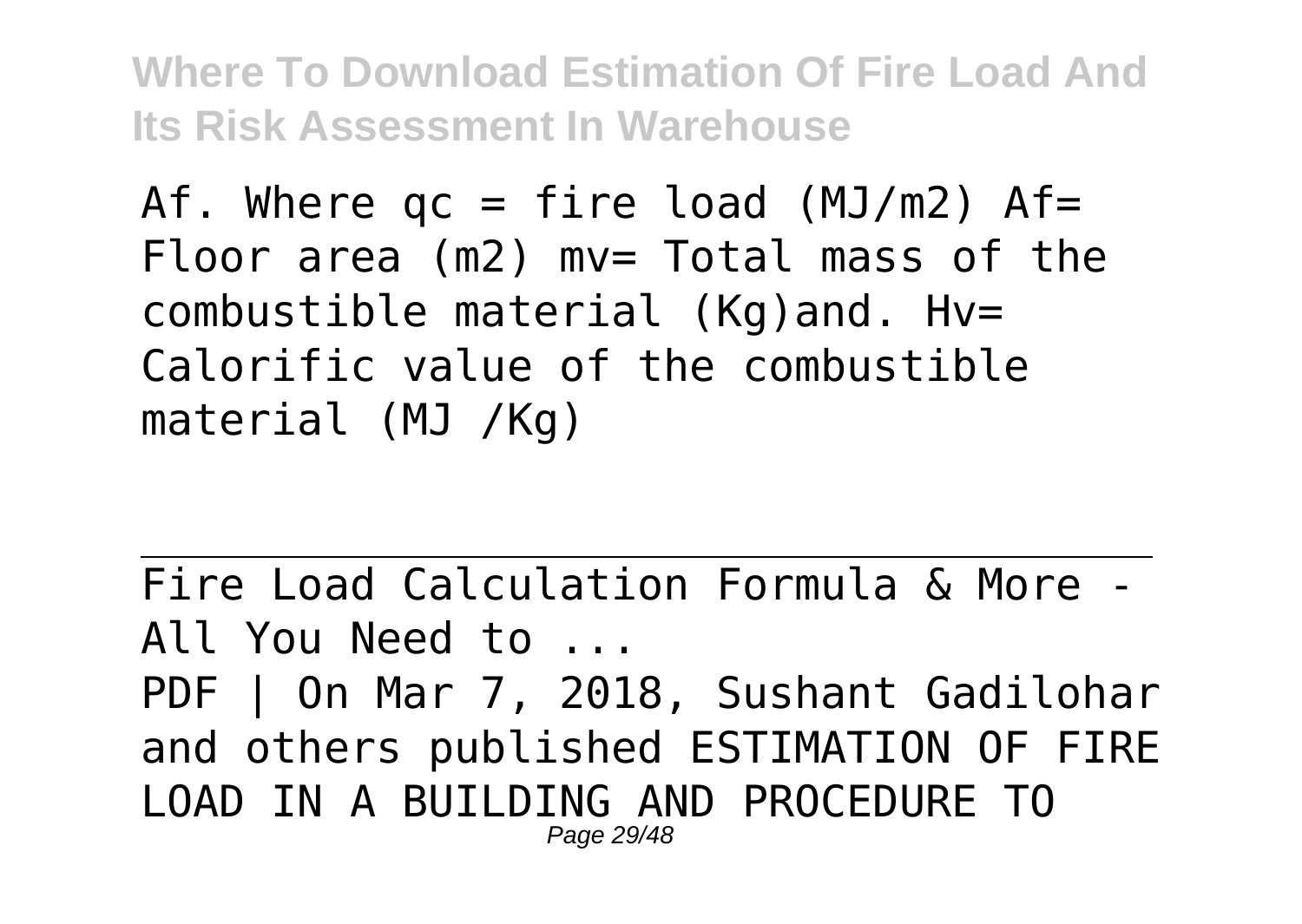Af. Where $q_c$ = fire load (MJ/m2) $A_f$= Floor area (m2) $m_v$= Total mass of the combustible material (Kg)and. $H_v$= Calorific value of the combustible material (MJ /Kg)

---

Fire Load Calculation Formula & More - All You Need to ...

PDF | On Mar 7, 2018, Sushant Gadilohar and others published ESTIMATION OF FIRE LOAD IN A BUILDING AND PROCEDURE TO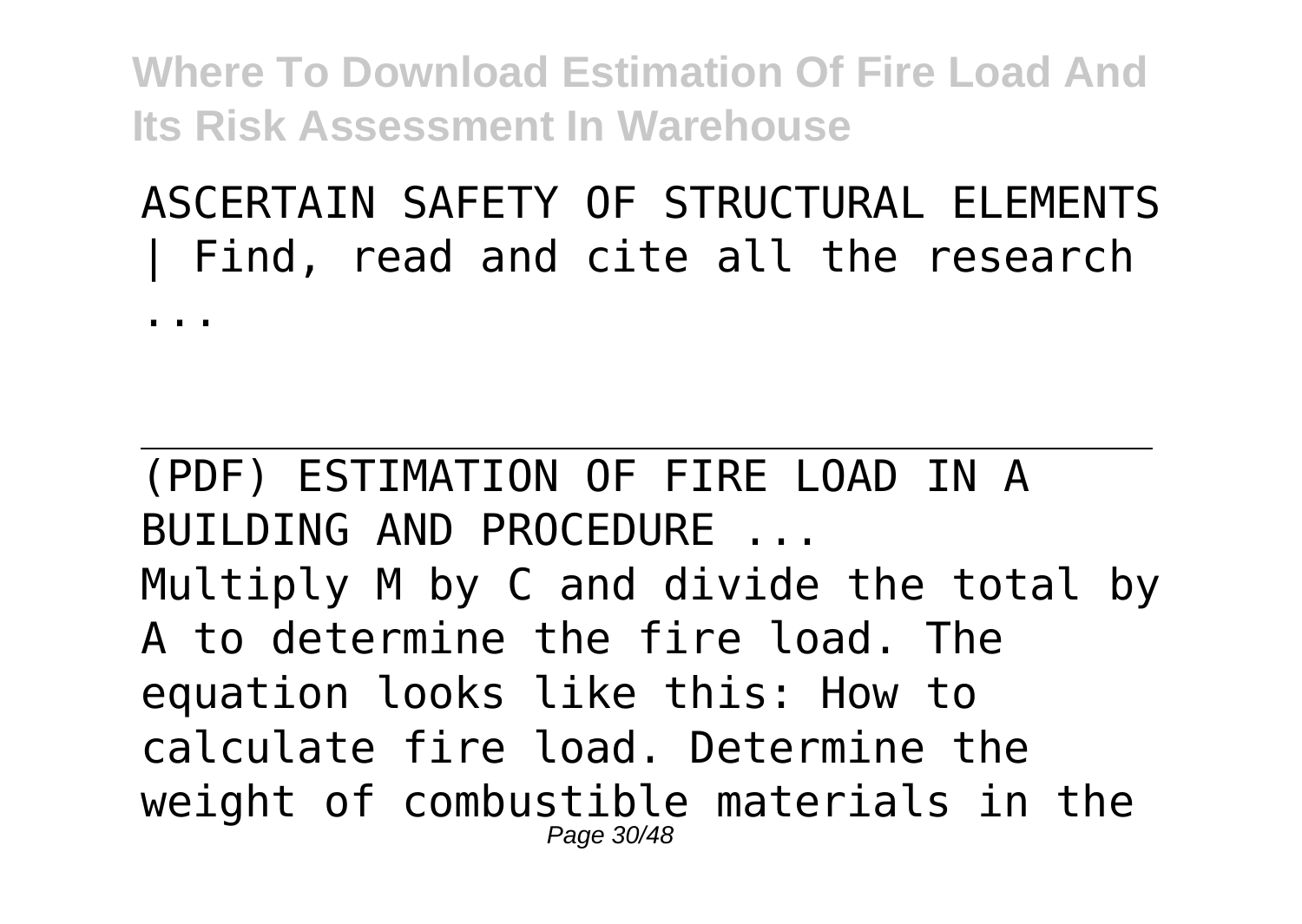ASCERTAIN SAFETY OF STRUCTURAL ELEMENTS | Find, read and cite all the research ...

---

(PDF) ESTIMATION OF FIRE LOAD IN A BUILDING AND PROCEDURE ...

Multiply M by C and divide the total by A to determine the fire load. The equation looks like this: How to calculate fire load. Determine the weight of combustible materials in the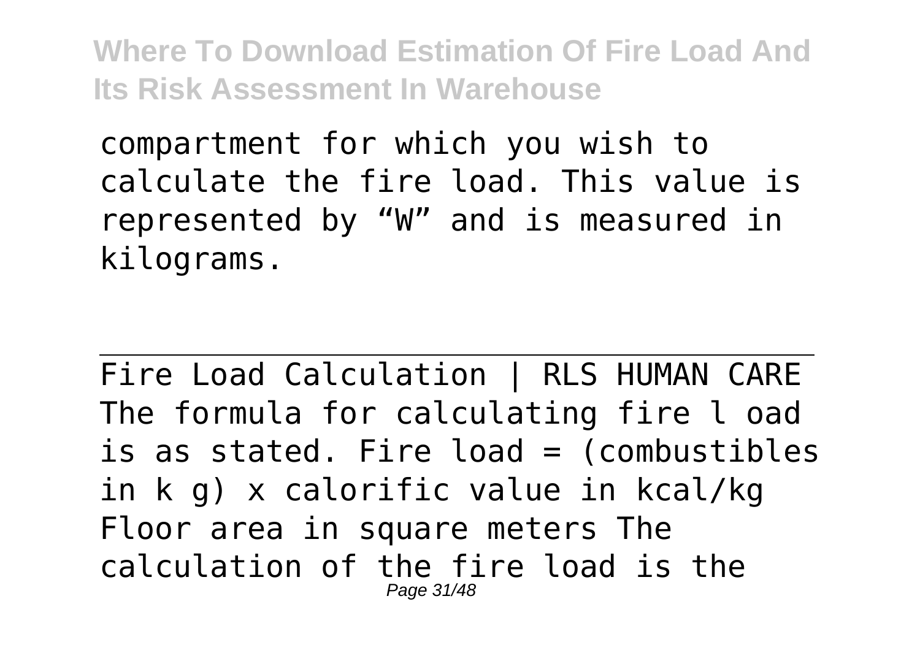compartment for which you wish to calculate the fire load. This value is represented by “W” and is measured in kilograms.

Fire Load Calculation | RLS HUMAN CARE

The formula for calculating fire l oad is as stated. Fire load = (combustibles in k g) x calorific value in kcal/kg Floor area in square meters The calculation of the fire load is the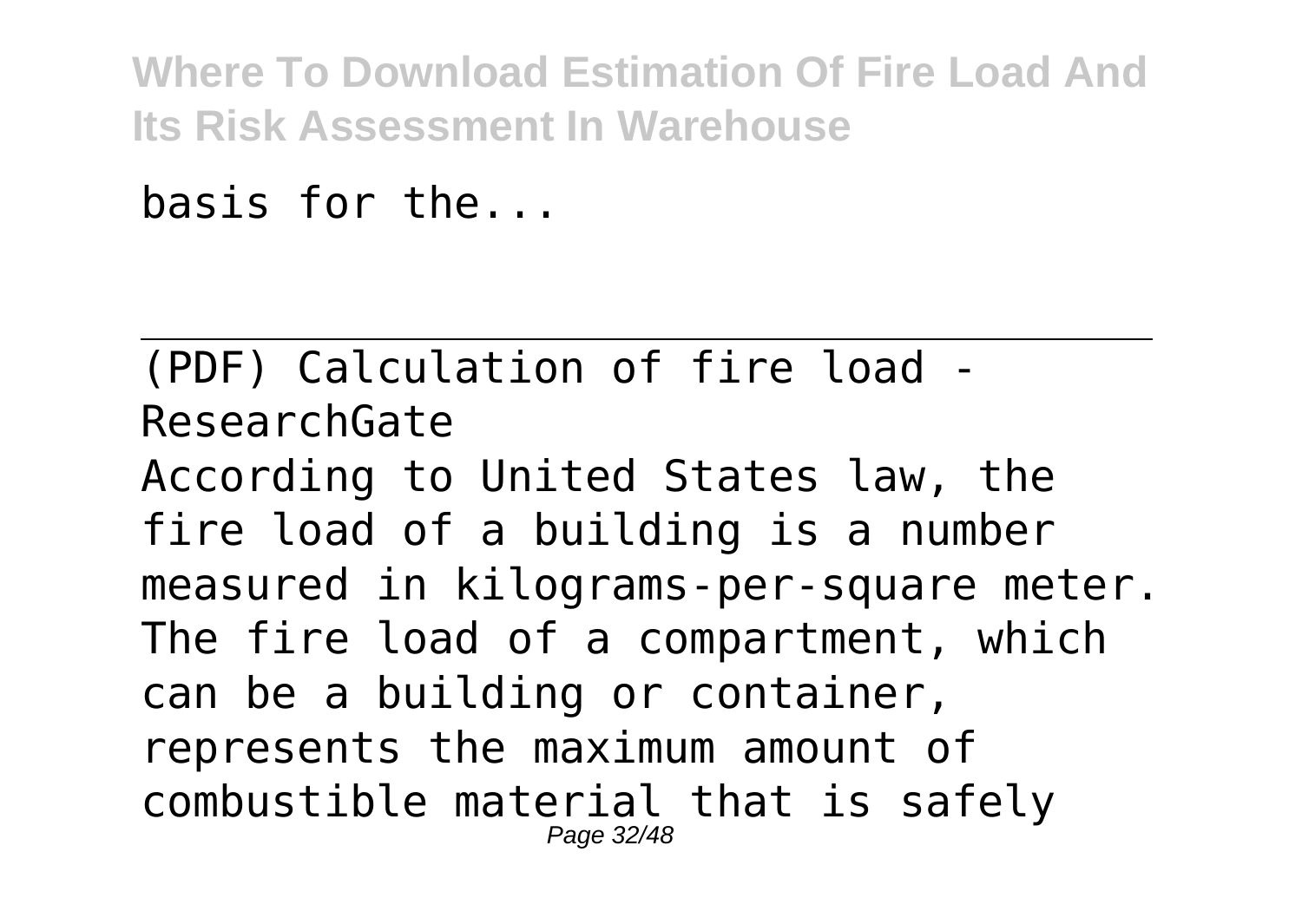basis for the...

---

(PDF) Calculation of fire load - ResearchGate

According to United States law, the fire load of a building is a number measured in kilograms-per-square meter. The fire load of a compartment, which can be a building or container, represents the maximum amount of combustible material that is safely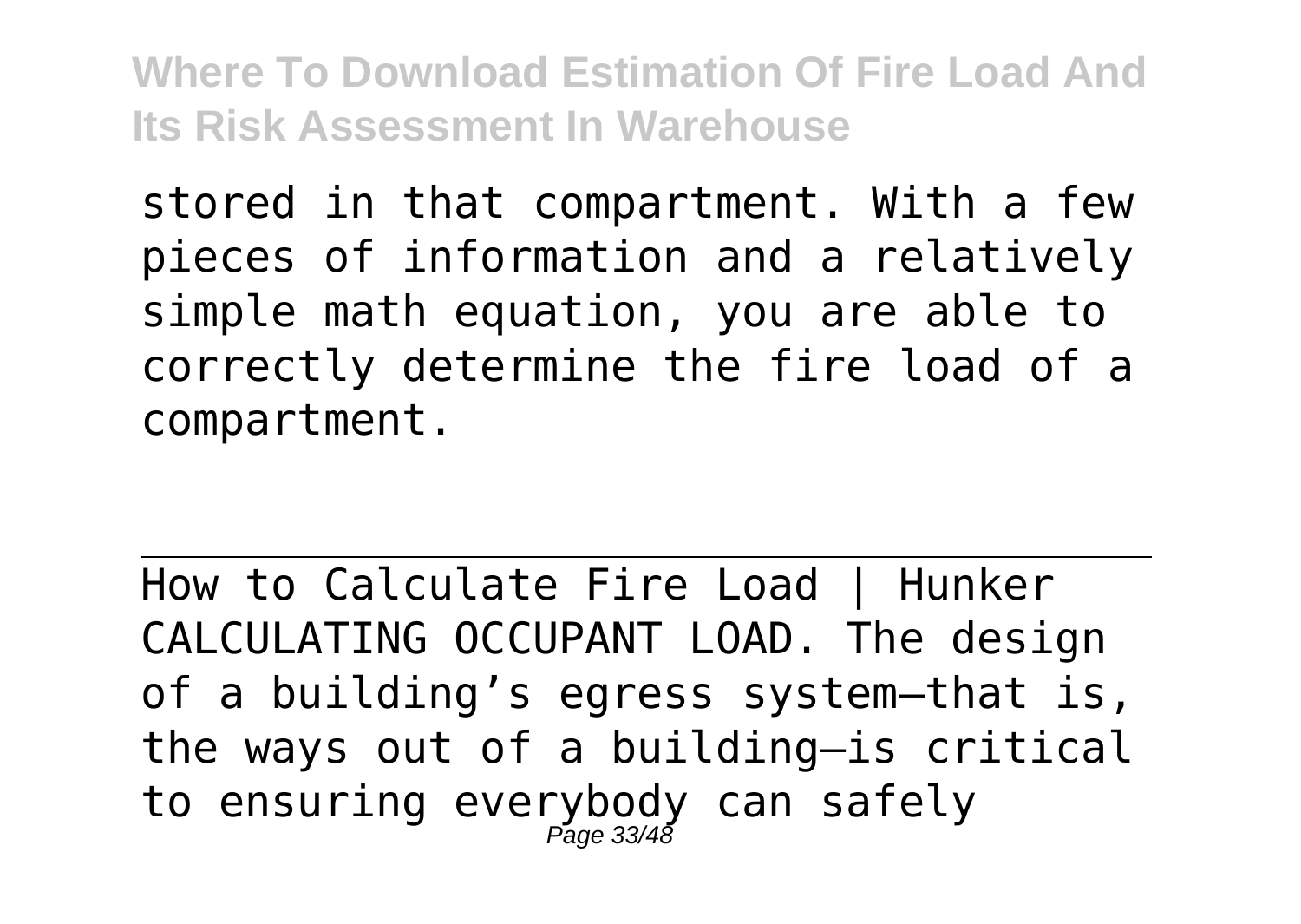stored in that compartment. With a few pieces of information and a relatively simple math equation, you are able to correctly determine the fire load of a compartment.

---

How to Calculate Fire Load | Hunker
CALCULATING OCCUPANT LOAD. The design of a building's egress system—that is, the ways out of a building—is critical to ensuring everybody can safely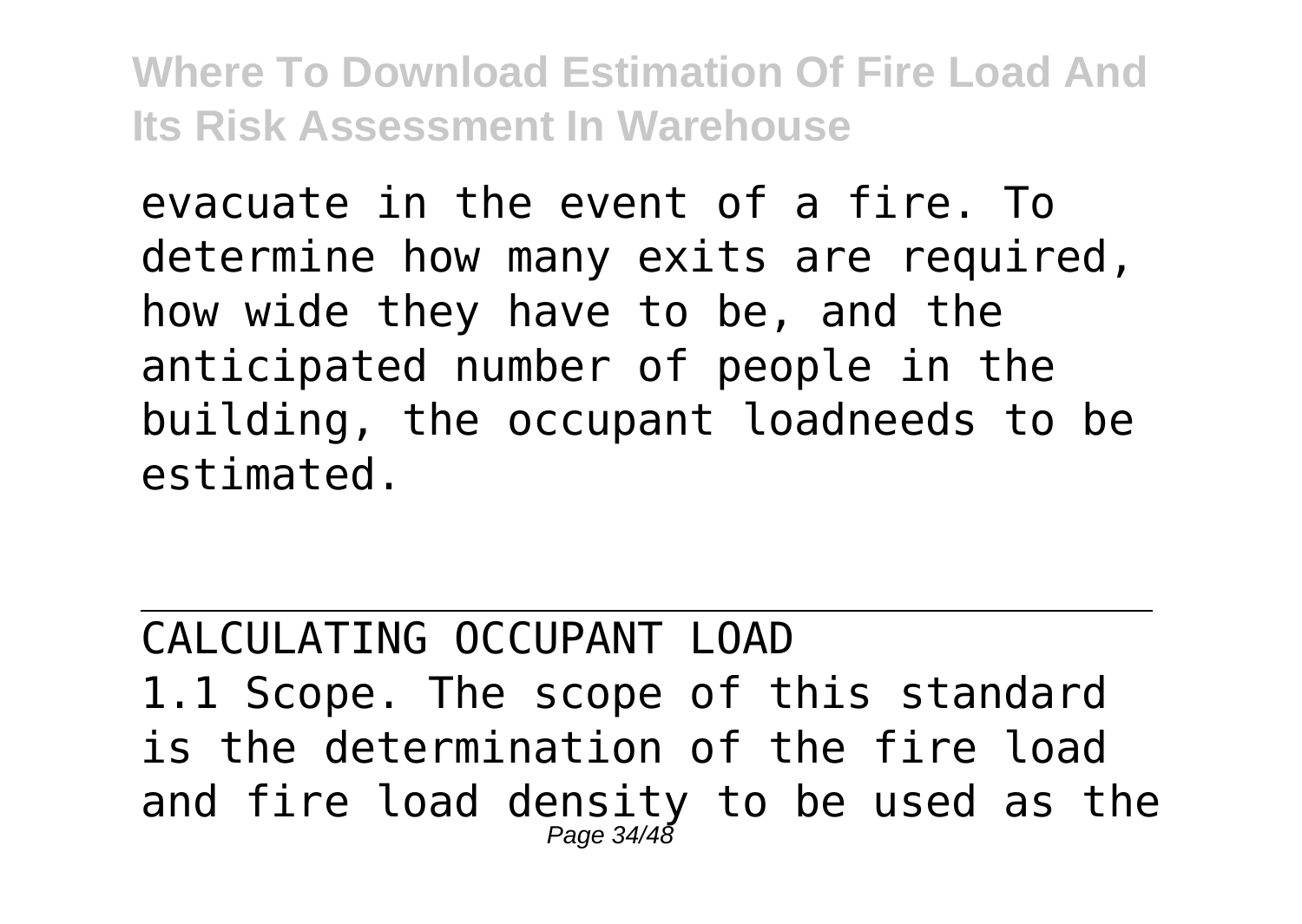evacuate in the event of a fire. To determine how many exits are required, how wide they have to be, and the anticipated number of people in the building, the occupant loadneeds to be estimated.

---

CALCULATING OCCUPANT LOAD

1.1 Scope. The scope of this standard is the determination of the fire load and fire load density to be used as the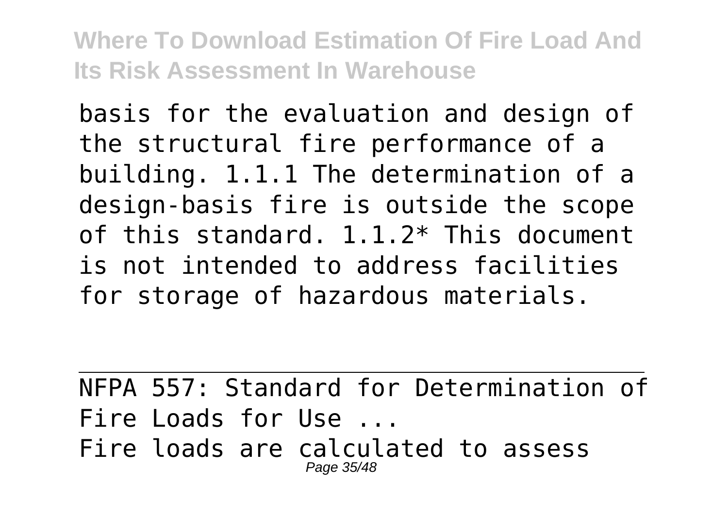basis for the evaluation and design of the structural fire performance of a building. 1.1.1 The determination of a design-basis fire is outside the scope of this standard. 1.1.2* This document is not intended to address facilities for storage of hazardous materials.

---

NFPA 557: Standard for Determination of Fire Loads for Use ...

Fire loads are calculated to assess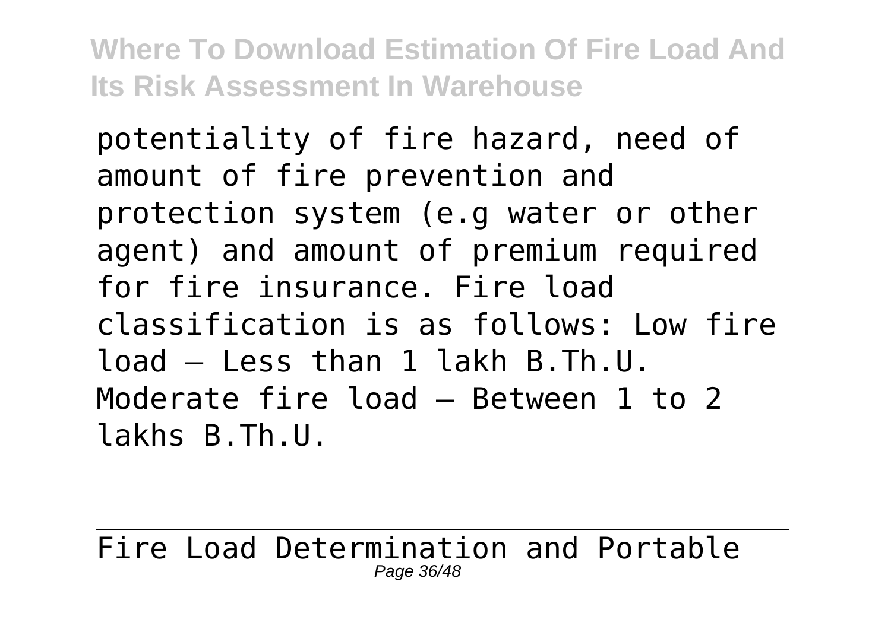potentiality of fire hazard, need of amount of fire prevention and protection system (e.g water or other agent) and amount of premium required for fire insurance. Fire load classification is as follows: Low fire load – Less than 1 lakh B.Th.U. Moderate fire load – Between 1 to 2 lakhs B.Th.U.

Fire Load Determination and Portable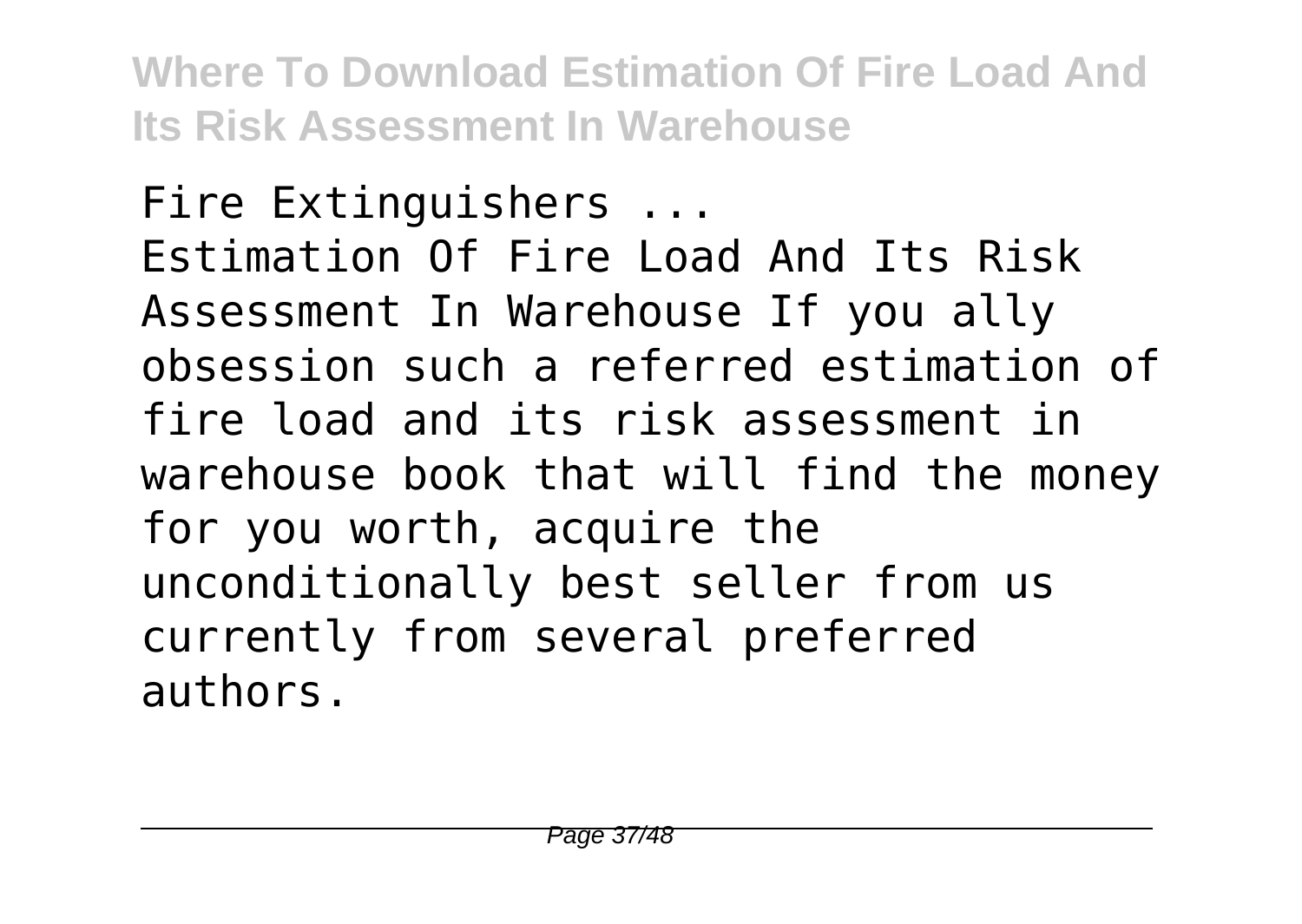Fire Extinguishers ...
Estimation Of Fire Load And Its Risk Assessment In Warehouse If you ally obsession such a referred estimation of fire load and its risk assessment in warehouse book that will find the money for you worth, acquire the unconditionally best seller from us currently from several preferred authors.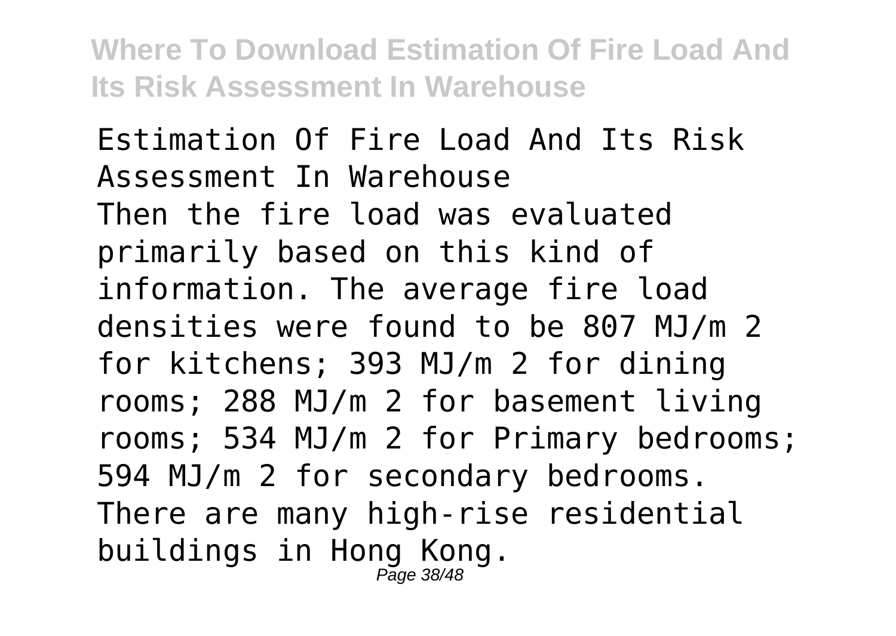Estimation Of Fire Load And Its Risk Assessment In Warehouse

Then the fire load was evaluated primarily based on this kind of information. The average fire load densities were found to be 807 $MJ/m^2$ for kitchens; 393 $MJ/m^2$ for dining rooms; 288 $MJ/m^2$ for basement living rooms; 534 $MJ/m^2$ for Primary bedrooms; 594 $MJ/m^2$ for secondary bedrooms. There are many high-rise residential buildings in Hong Kong.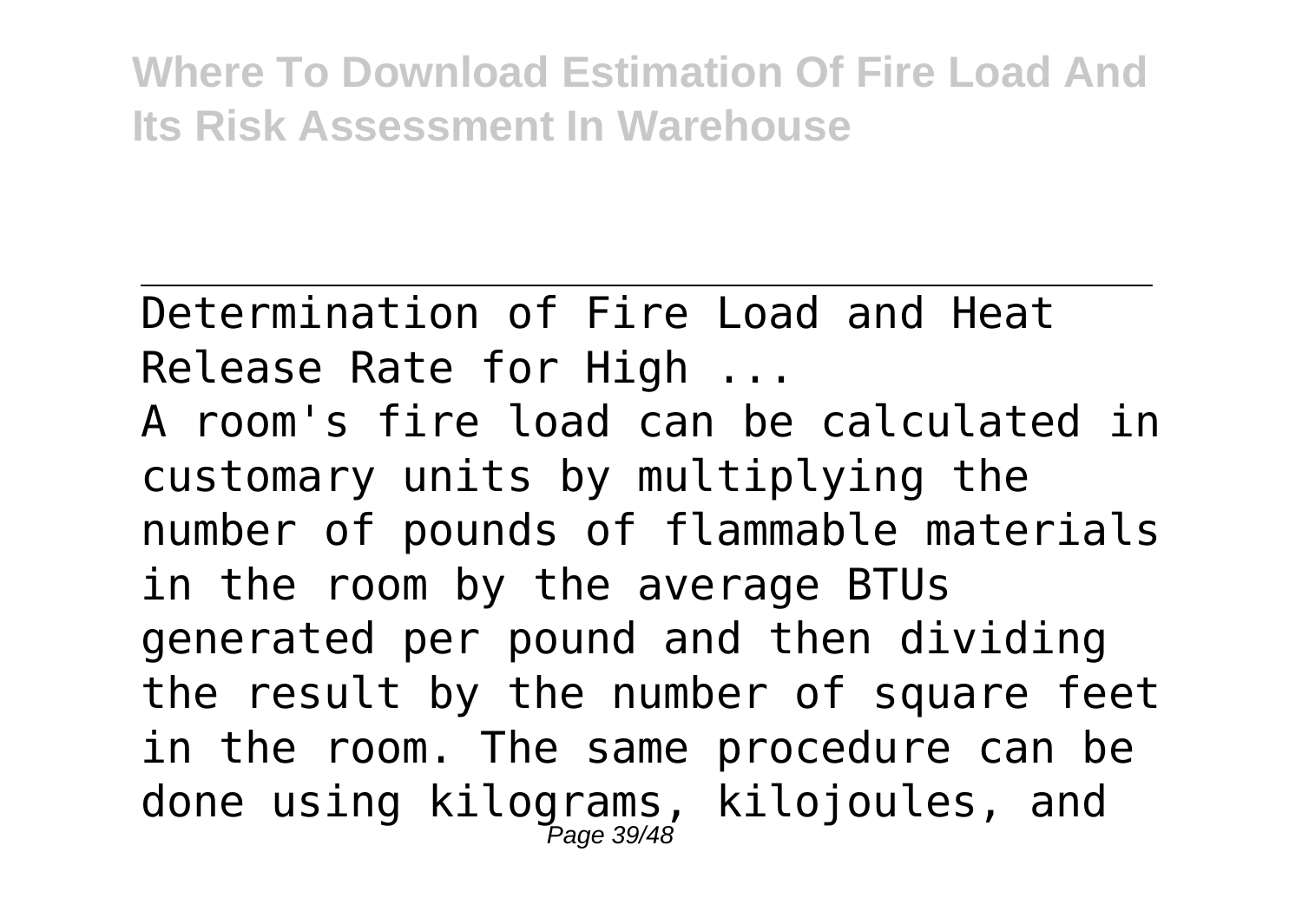Determination of Fire Load and Heat Release Rate for High ...

A room's fire load can be calculated in customary units by multiplying the number of pounds of flammable materials in the room by the average BTUs generated per pound and then dividing the result by the number of square feet in the room. The same procedure can be done using kilograms, kilojoules, and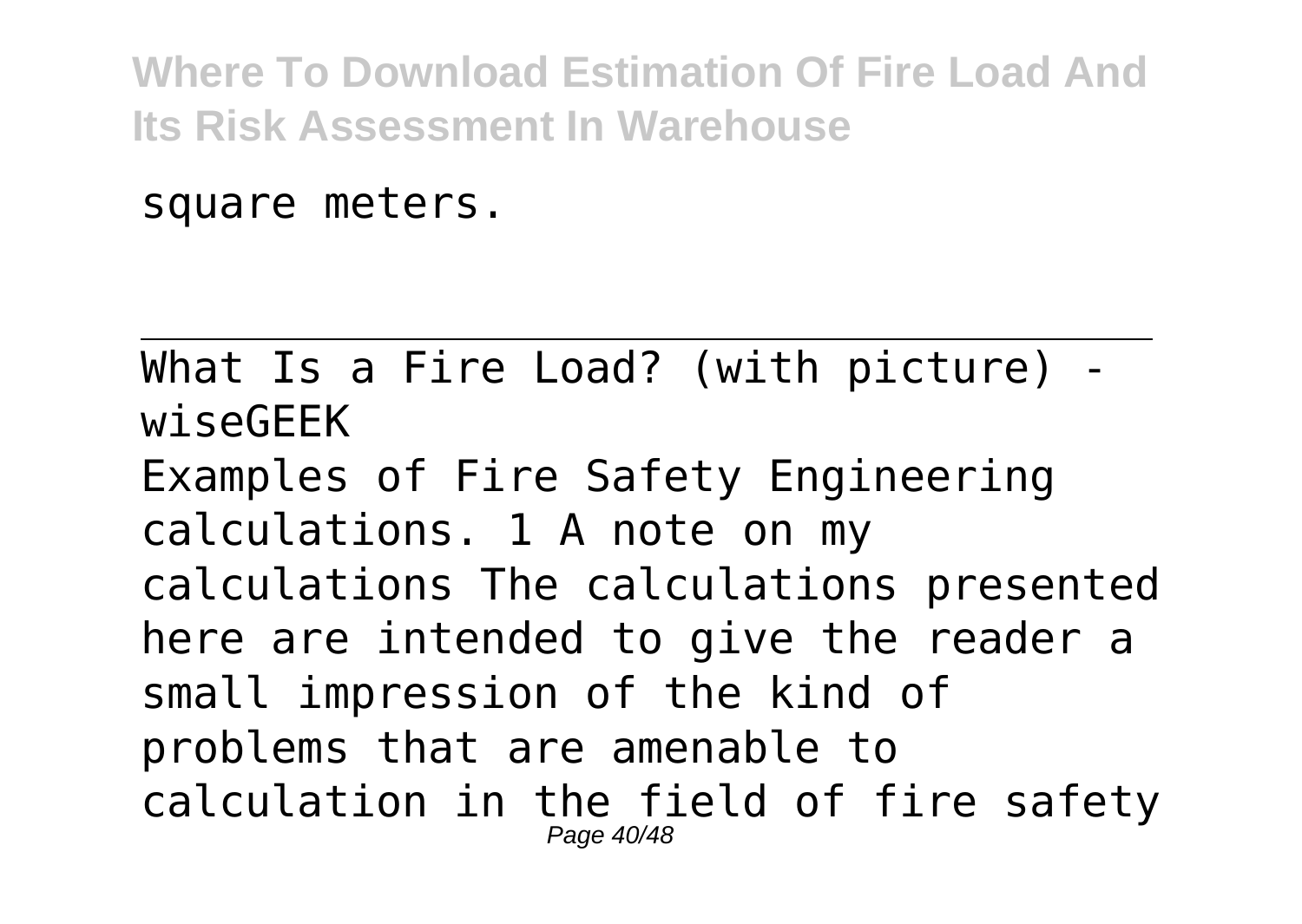square meters.

---

What Is a Fire Load? (with picture) - wiseGEEK

Examples of Fire Safety Engineering calculations. 1 A note on my calculations The calculations presented here are intended to give the reader a small impression of the kind of problems that are amenable to calculation in the field of fire safety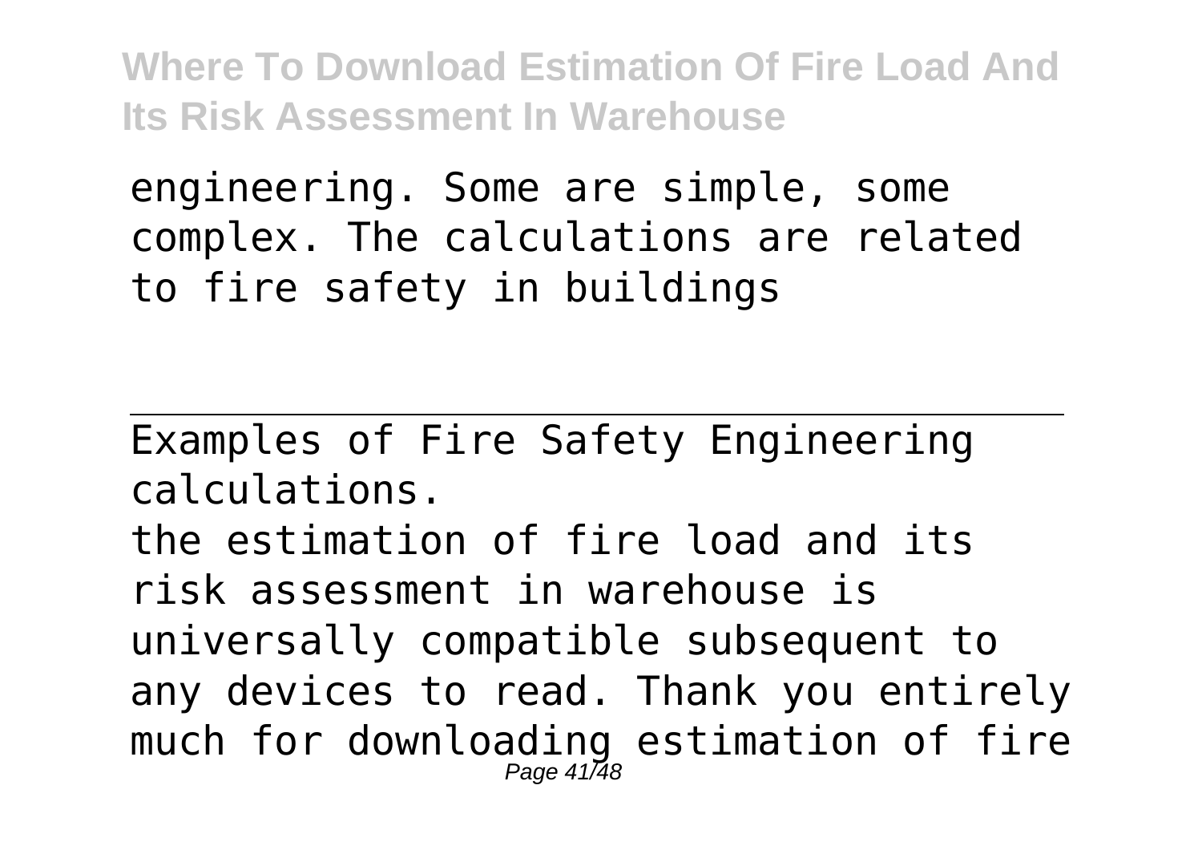engineering. Some are simple, some complex. The calculations are related to fire safety in buildings

---

Examples of Fire Safety Engineering calculations.

the estimation of fire load and its risk assessment in warehouse is universally compatible subsequent to any devices to read. Thank you entirely much for downloading estimation of fire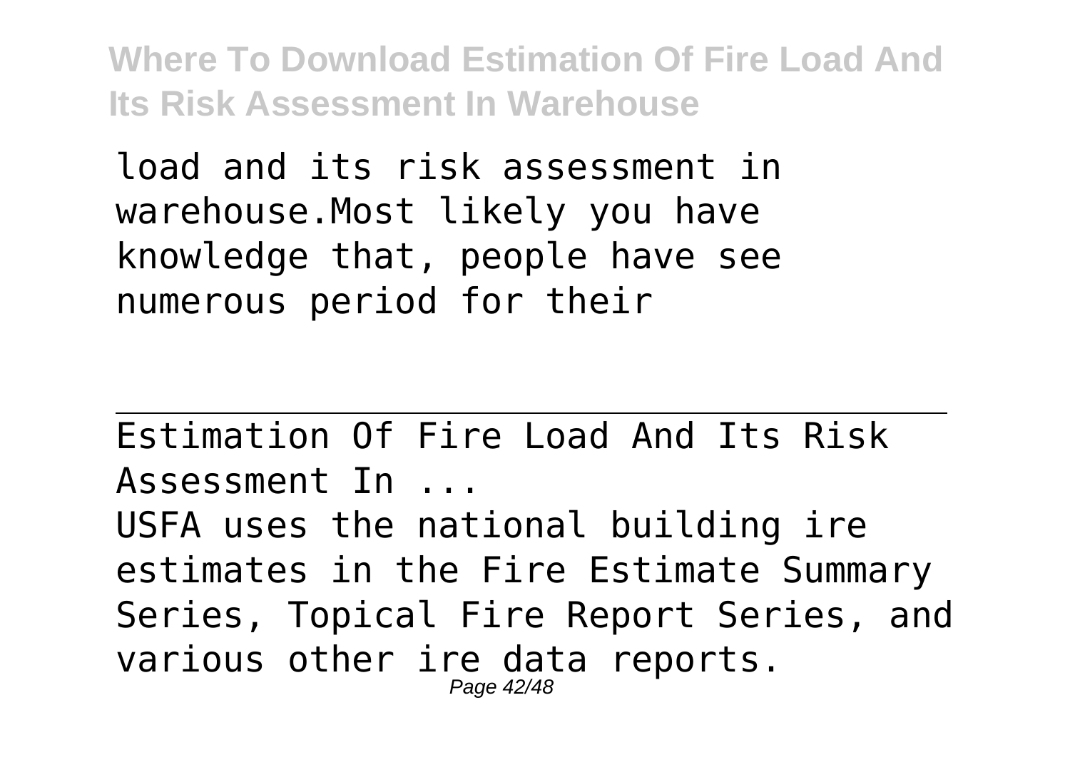load and its risk assessment in warehouse.Most likely you have knowledge that, people have see numerous period for their

---

Estimation Of Fire Load And Its Risk Assessment In ...

USFA uses the national building ire estimates in the Fire Estimate Summary Series, Topical Fire Report Series, and various other ire data reports.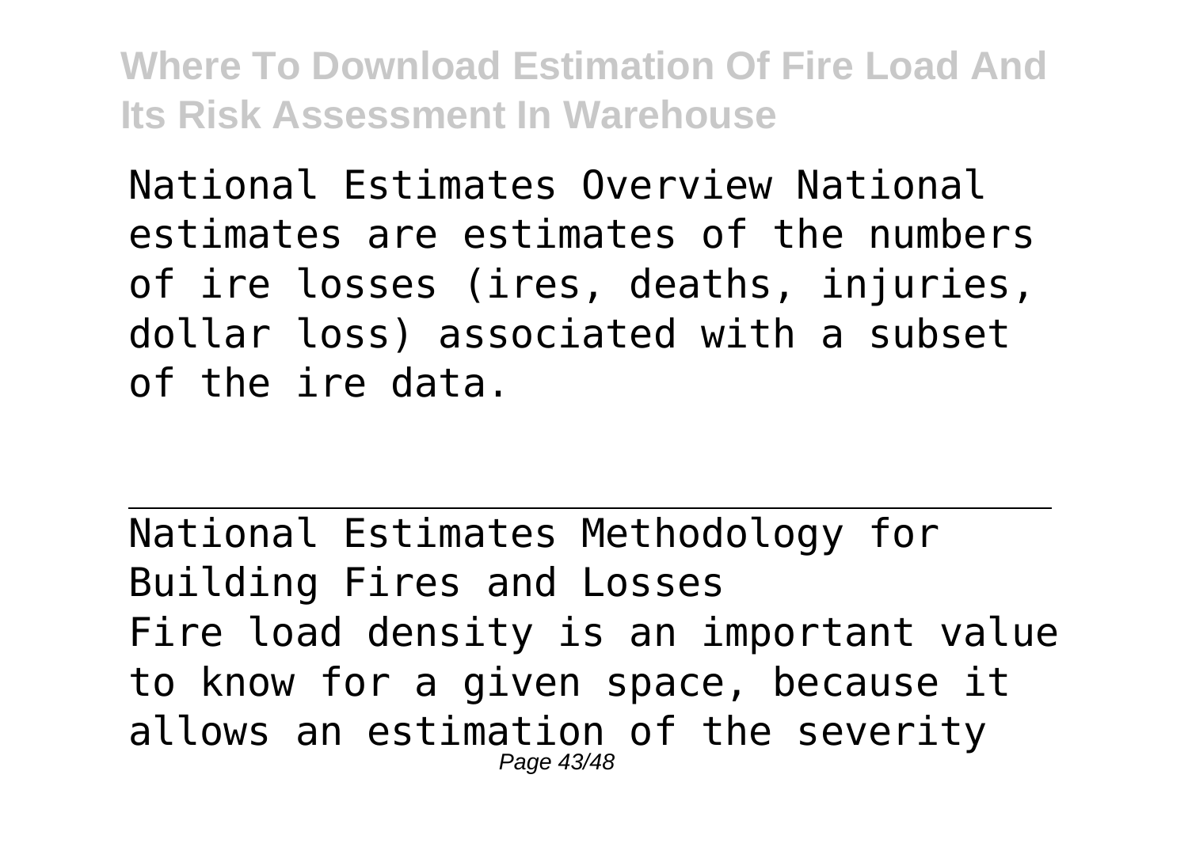National Estimates Overview National estimates are estimates of the numbers of ire losses (ires, deaths, injuries, dollar loss) associated with a subset of the ire data.

---

National Estimates Methodology for Building Fires and Losses

Fire load density is an important value to know for a given space, because it allows an estimation of the severity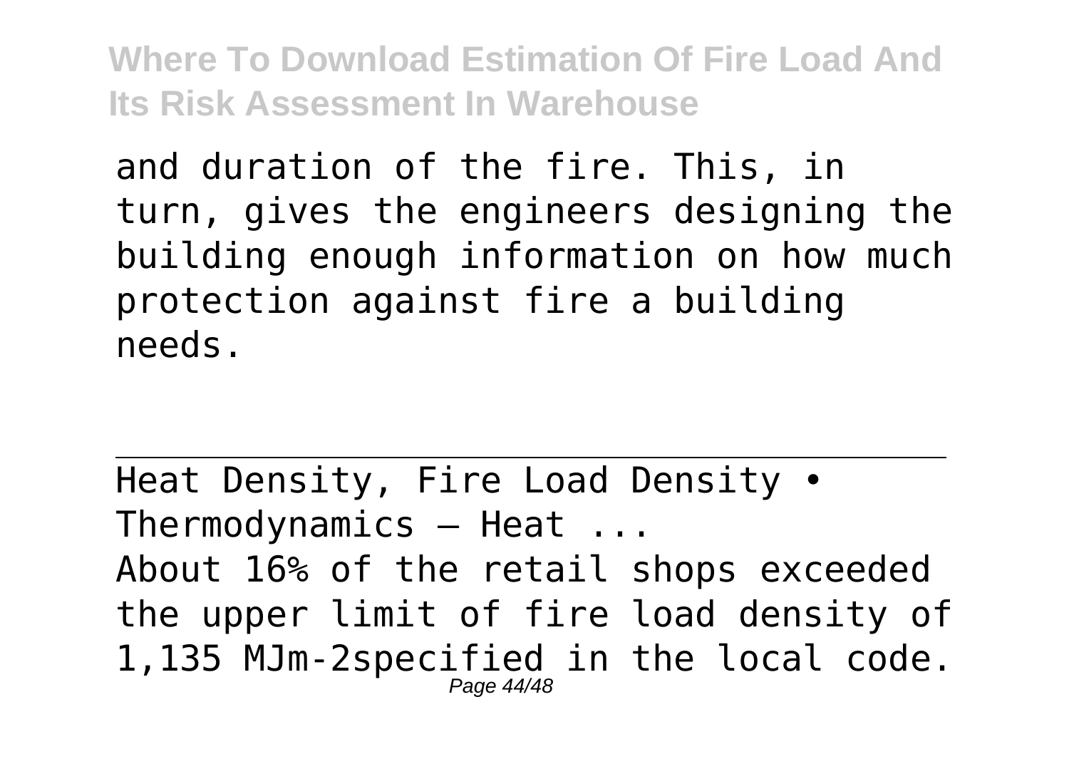and duration of the fire. This, in turn, gives the engineers designing the building enough information on how much protection against fire a building needs.

---

Heat Density, Fire Load Density • Thermodynamics – Heat ...

About 16% of the retail shops exceeded the upper limit of fire load density of 1,135 MJm-2specified in the local code.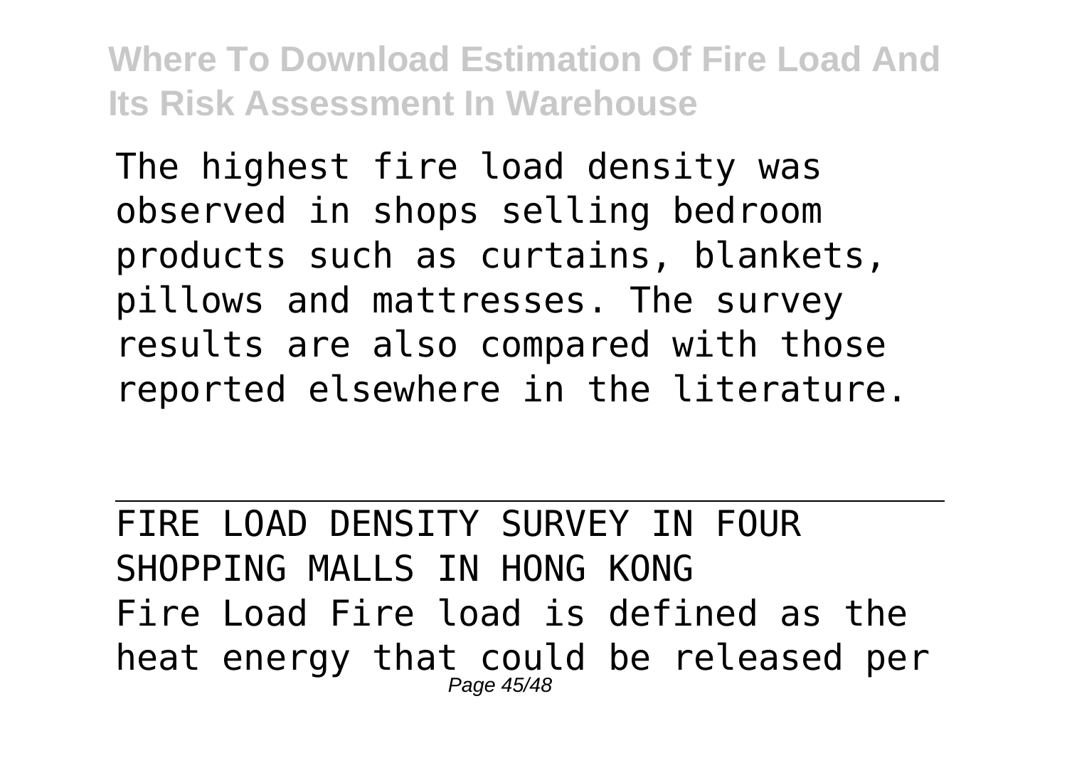The highest fire load density was observed in shops selling bedroom products such as curtains, blankets, pillows and mattresses. The survey results are also compared with those reported elsewhere in the literature.

---

FIRE LOAD DENSITY SURVEY IN FOUR SHOPPING MALLS IN HONG KONG

Fire Load Fire load is defined as the heat energy that could be released per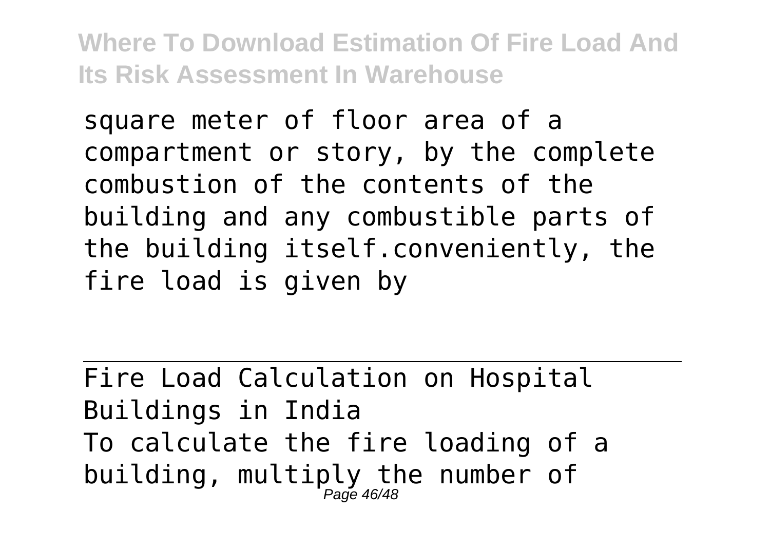square meter of floor area of a compartment or story, by the complete combustion of the contents of the building and any combustible parts of the building itself.conveniently, the fire load is given by

---

Fire Load Calculation on Hospital Buildings in India

To calculate the fire loading of a building, multiply the number of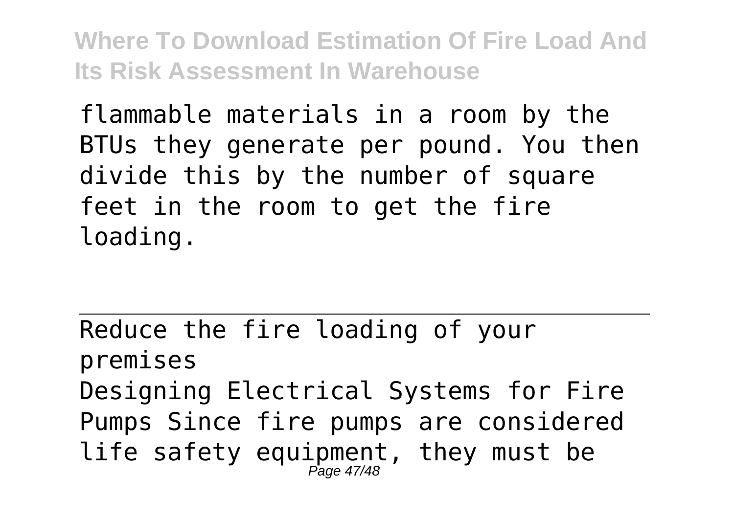flammable materials in a room by the BTUs they generate per pound. You then divide this by the number of square feet in the room to get the fire loading.

---

Reduce the fire loading of your premises

Designing Electrical Systems for Fire Pumps Since fire pumps are considered life safety equipment, they must be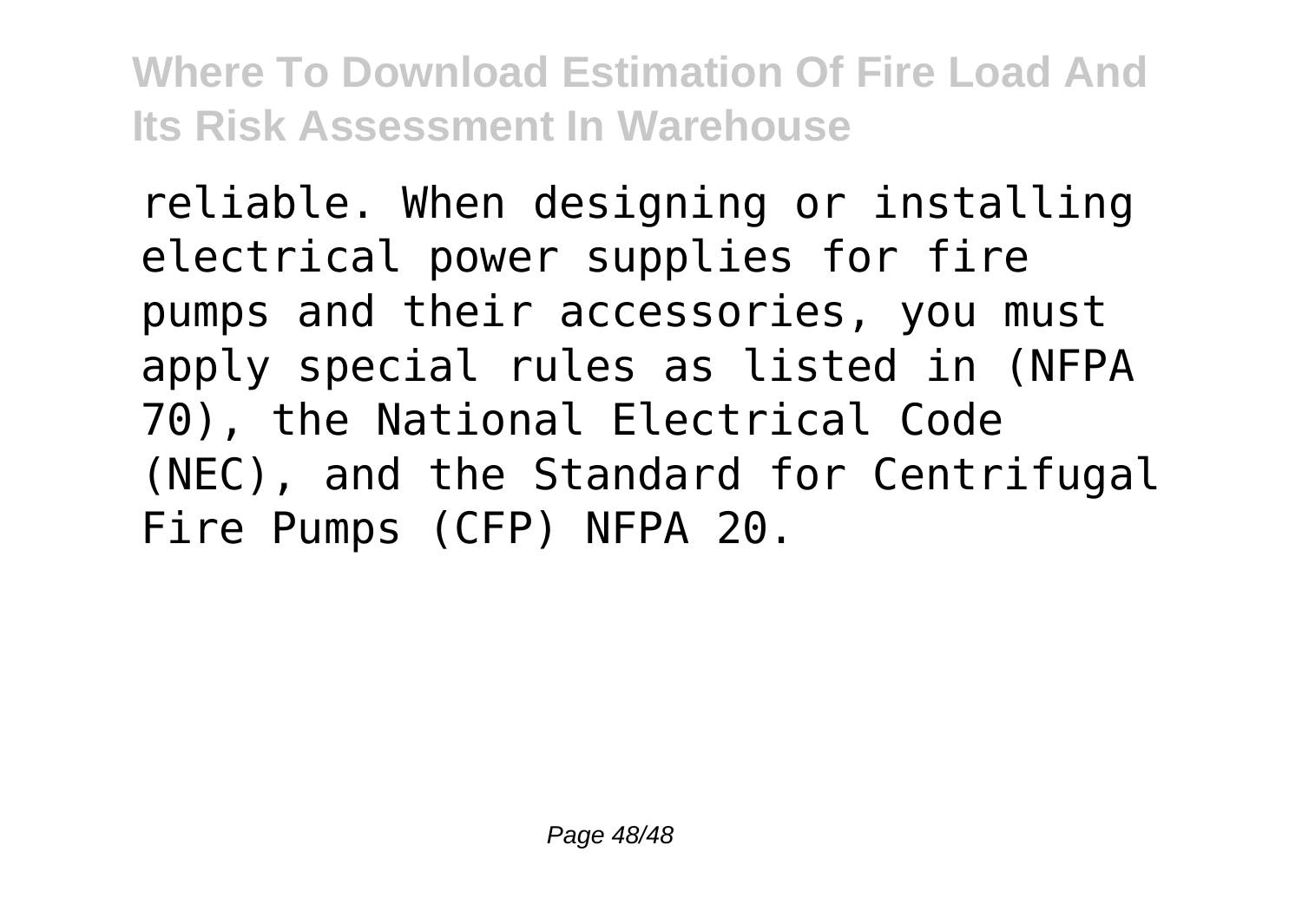reliable. When designing or installing electrical power supplies for fire pumps and their accessories, you must apply special rules as listed in (NFPA 70), the National Electrical Code (NEC), and the Standard for Centrifugal Fire Pumps (CFP) NFPA 20.